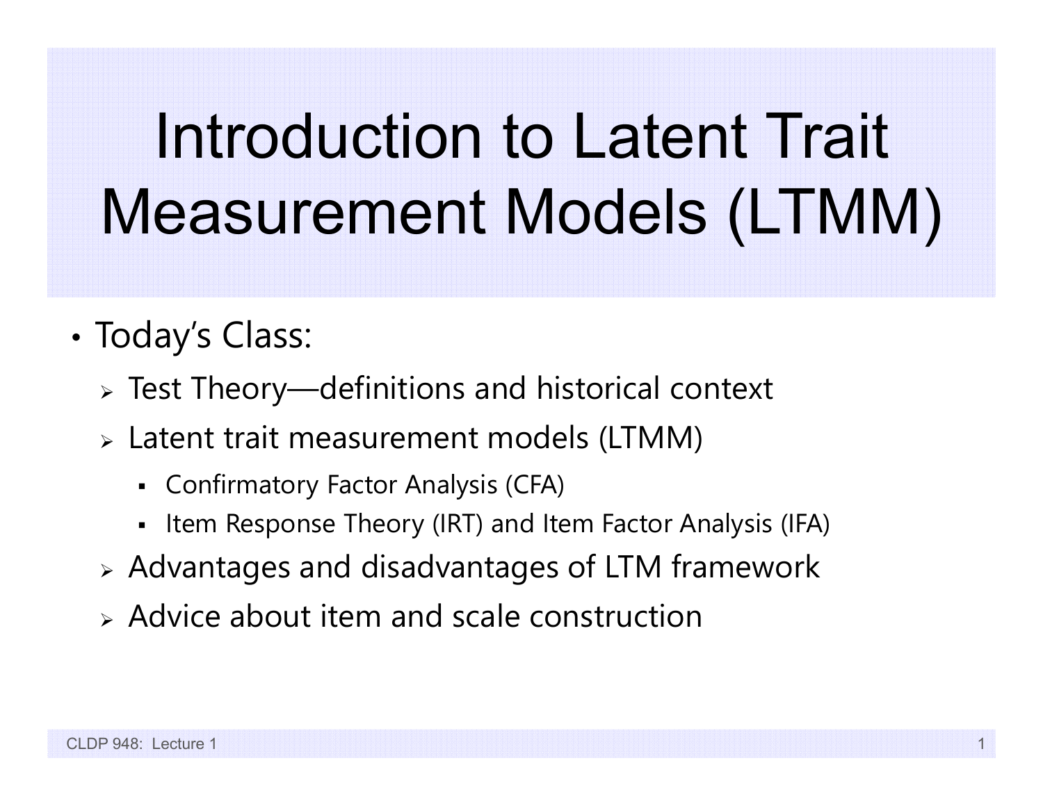# Introduction to Latent Trait Measurement Models (LTMM)

- Today's Class:
  - Test Theory—definitions and historical context
  - Latent trait measurement models (LTMM)
    - Confirmatory Factor Analysis (CFA)
    - Item Response Theory (IRT) and Item Factor Analysis (IFA)
  - Advantages and disadvantages of LTM framework
  - Advice about item and scale construction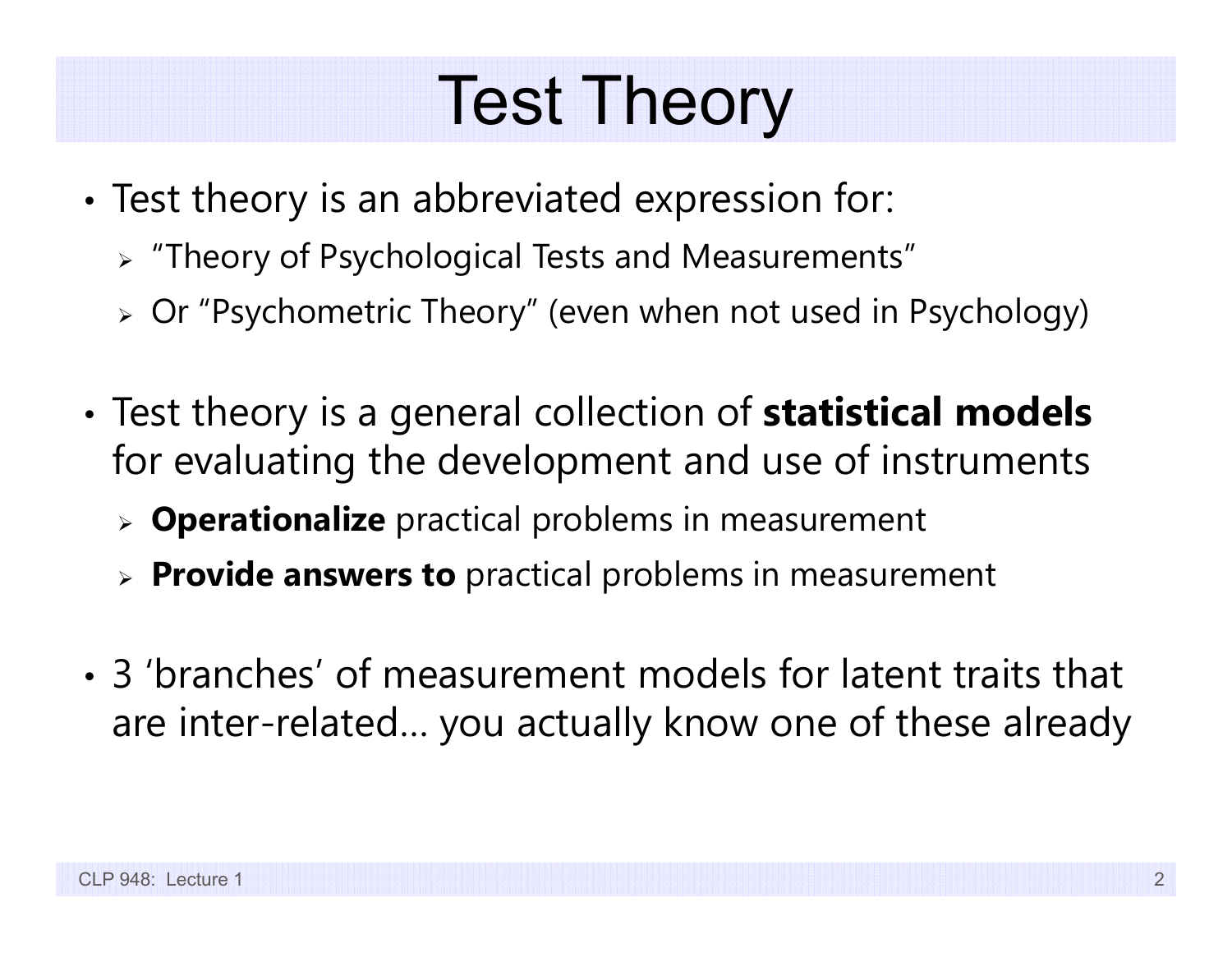# Test Theory

- Test theory is an abbreviated expression for:
  - "Theory of Psychological Tests and Measurements"
  - Or "Psychometric Theory" (even when not used in Psychology)

- Test theory is a general collection of **statistical models** for evaluating the development and use of instruments
  - **Operationalize** practical problems in measurement
  - **Provide answers to** practical problems in measurement

- 3 'branches' of measurement models for latent traits that are inter-related… you actually know one of these already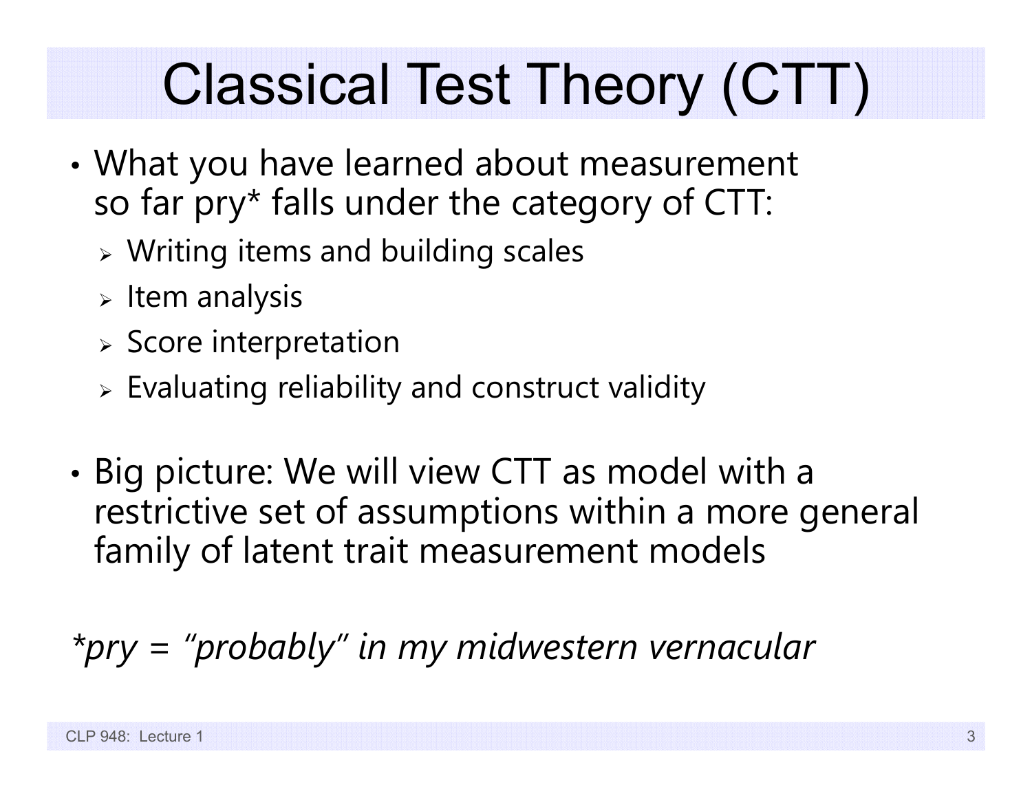# Classical Test Theory (CTT)

- What you have learned about measurement so far pry* falls under the category of CTT:
  - Writing items and building scales
  - Item analysis
  - Score interpretation
  - Evaluating reliability and construct validity

- Big picture: We will view CTT as model with a restrictive set of assumptions within a more general family of latent trait measurement models

*\*pry = "probably" in my midwestern vernacular*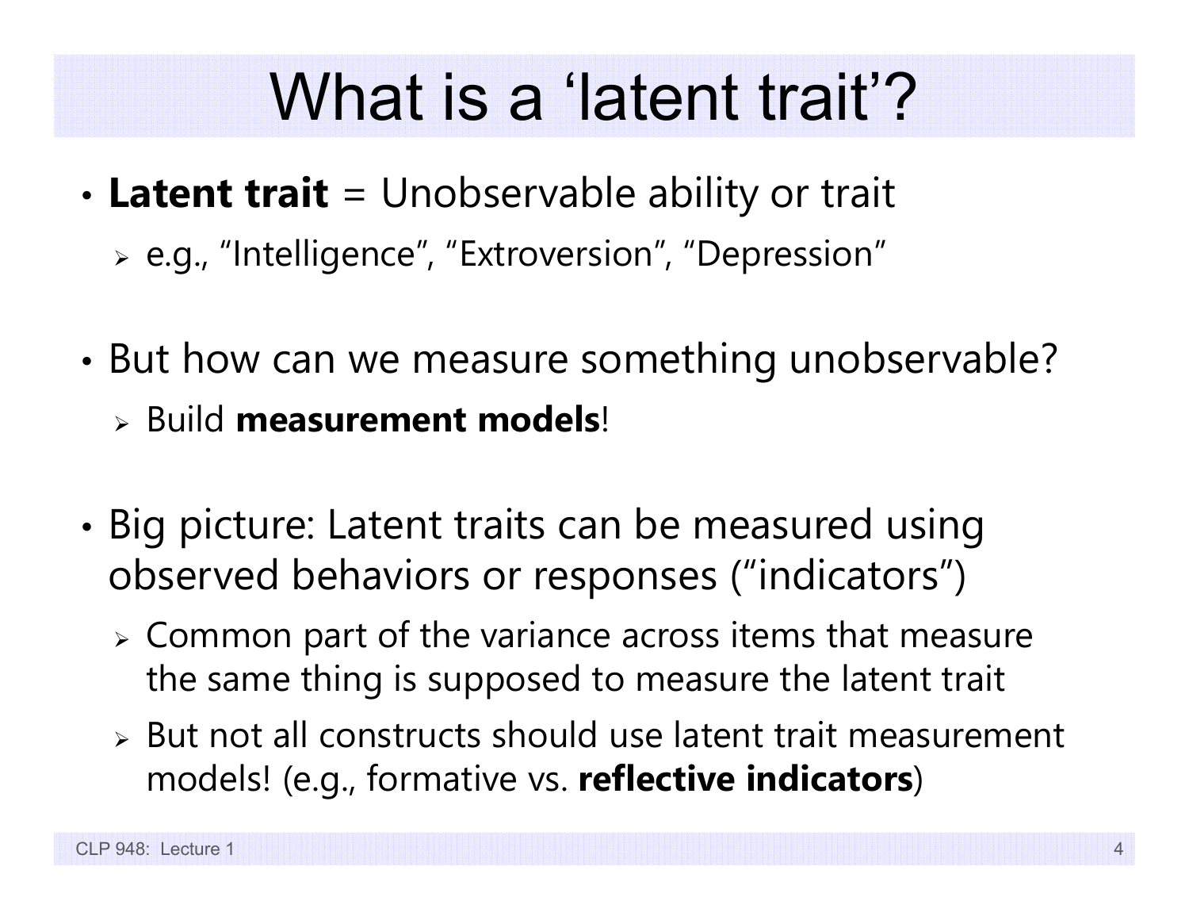# What is a 'latent trait'?

- **Latent trait** = Unobservable ability or trait
  - e.g., "Intelligence", "Extroversion", "Depression"

- But how can we measure something unobservable?
  - Build **measurement models**!

- Big picture: Latent traits can be measured using observed behaviors or responses ("indicators")
  - Common part of the variance across items that measure the same thing is supposed to measure the latent trait
  - But not all constructs should use latent trait measurement models! (e.g., formative vs. **reflective indicators**)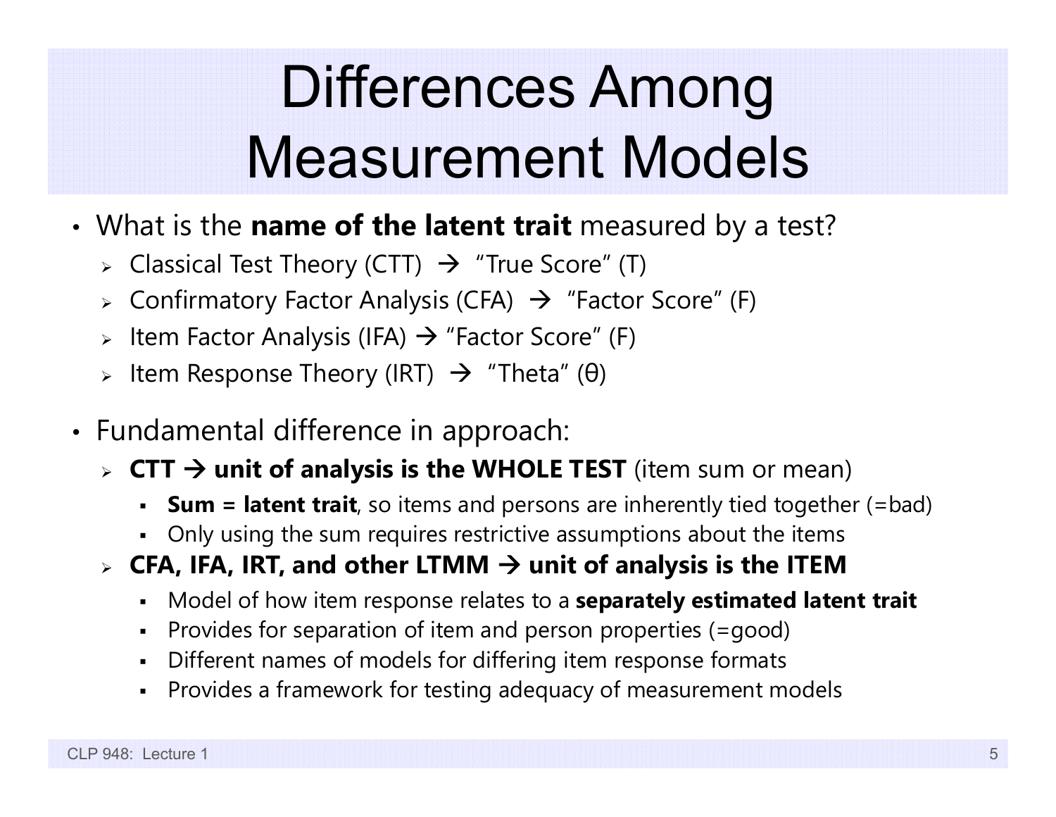# Differences Among Measurement Models

- What is the **name of the latent trait** measured by a test?
  - Classical Test Theory (CTT) → "True Score" (T)
  - Confirmatory Factor Analysis (CFA) → "Factor Score" (F)
  - Item Factor Analysis (IFA) → "Factor Score" (F)
  - Item Response Theory (IRT) → "Theta" (θ)

- Fundamental difference in approach:
  - **CTT → unit of analysis is the WHOLE TEST** (item sum or mean)
    - **Sum = latent trait**, so items and persons are inherently tied together (=bad)
    - Only using the sum requires restrictive assumptions about the items
  - **CFA, IFA, IRT, and other LTMM → unit of analysis is the ITEM**
    - Model of how item response relates to a **separately estimated latent trait**
    - Provides for separation of item and person properties (=good)
    - Different names of models for differing item response formats
    - Provides a framework for testing adequacy of measurement models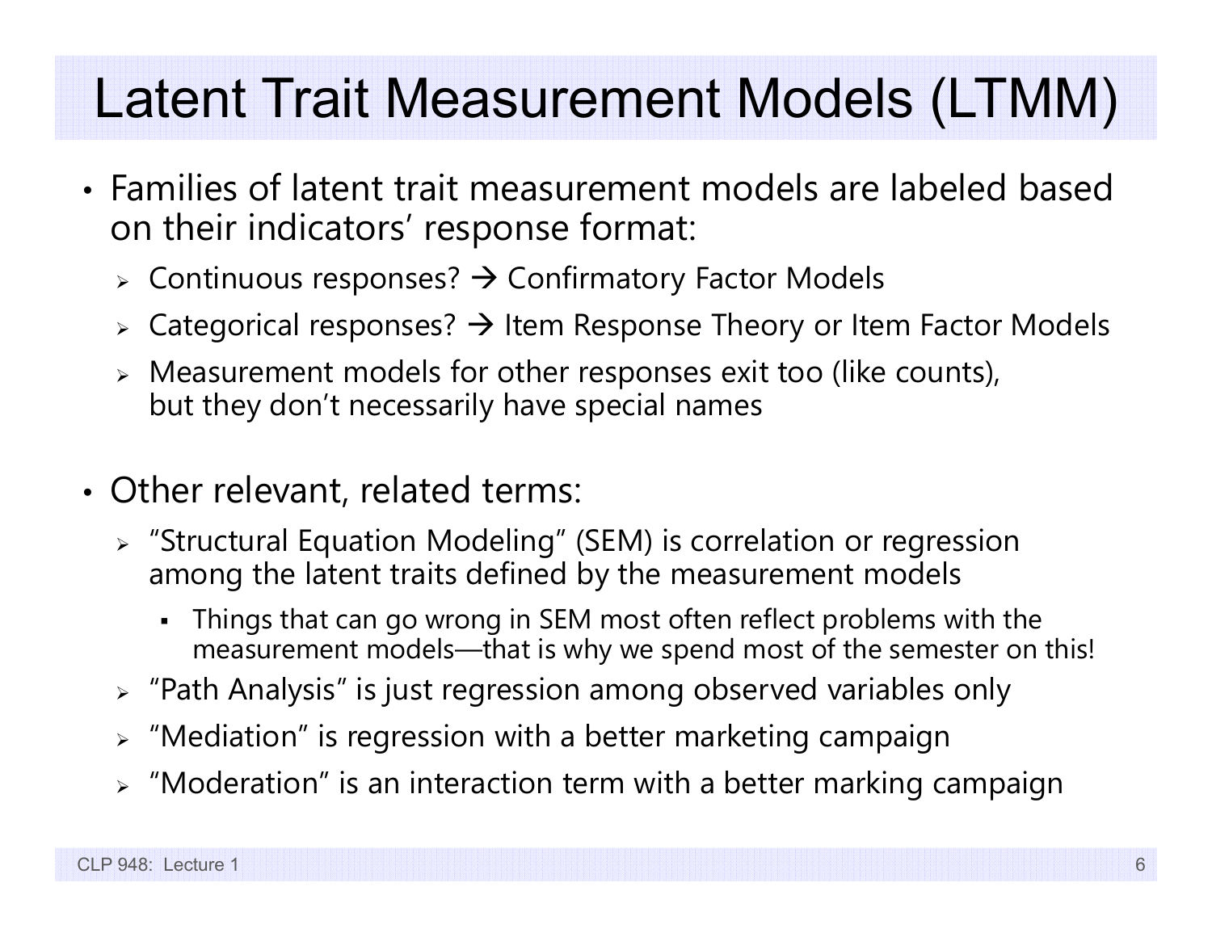# Latent Trait Measurement Models (LTMM)

- Families of latent trait measurement models are labeled based on their indicators' response format:
  - Continuous responses? → Confirmatory Factor Models
  - Categorical responses? → Item Response Theory or Item Factor Models
  - Measurement models for other responses exit too (like counts), but they don't necessarily have special names

- Other relevant, related terms:
  - "Structural Equation Modeling" (SEM) is correlation or regression among the latent traits defined by the measurement models
    - Things that can go wrong in SEM most often reflect problems with the measurement models—that is why we spend most of the semester on this!
  - "Path Analysis" is just regression among observed variables only
  - "Mediation" is regression with a better marketing campaign
  - "Moderation" is an interaction term with a better marking campaign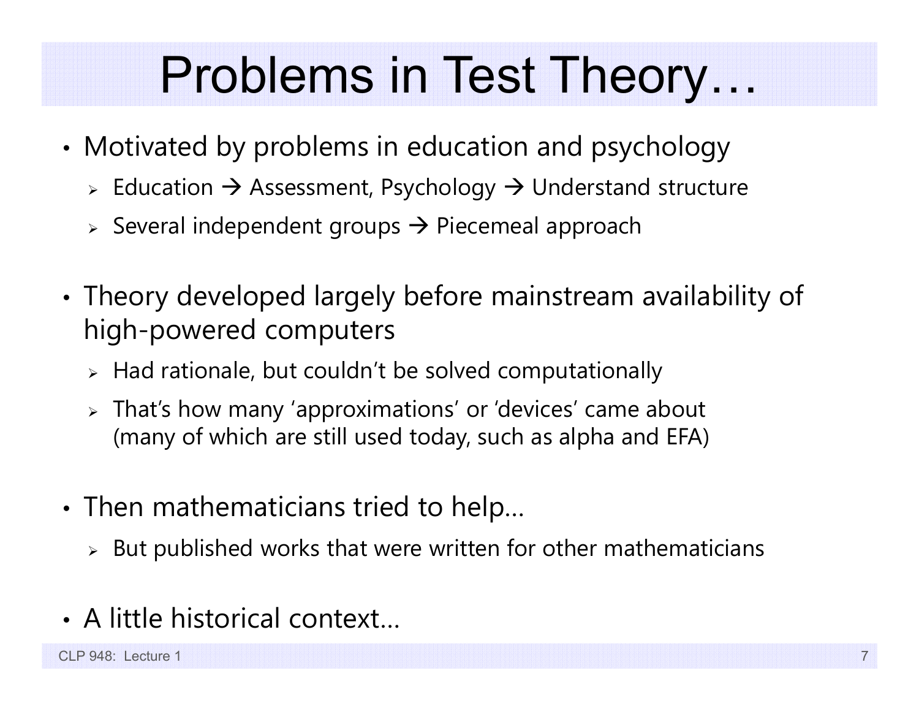# Problems in Test Theory…

- Motivated by problems in education and psychology
  - Education → Assessment, Psychology → Understand structure
  - Several independent groups → Piecemeal approach
- Theory developed largely before mainstream availability of high-powered computers
  - Had rationale, but couldn't be solved computationally
  - That's how many 'approximations' or 'devices' came about (many of which are still used today, such as alpha and EFA)
- Then mathematicians tried to help…
  - But published works that were written for other mathematicians
- A little historical context…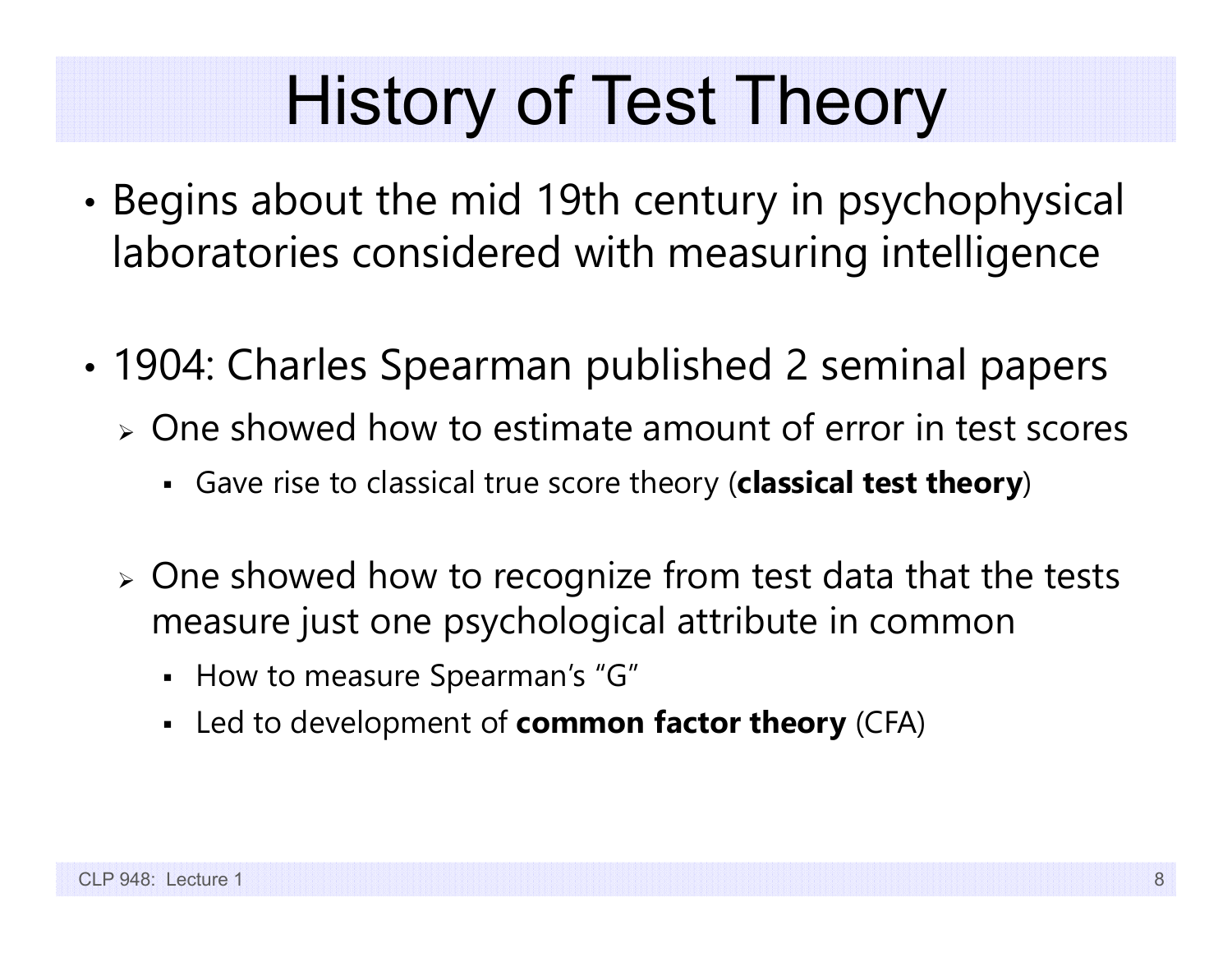# History of Test Theory

- Begins about the mid 19th century in psychophysical laboratories considered with measuring intelligence

- 1904: Charles Spearman published 2 seminal papers
  - One showed how to estimate amount of error in test scores
    - Gave rise to classical true score theory (**classical test theory**)
  - One showed how to recognize from test data that the tests measure just one psychological attribute in common
    - How to measure Spearman's "G"
    - Led to development of **common factor theory** (CFA)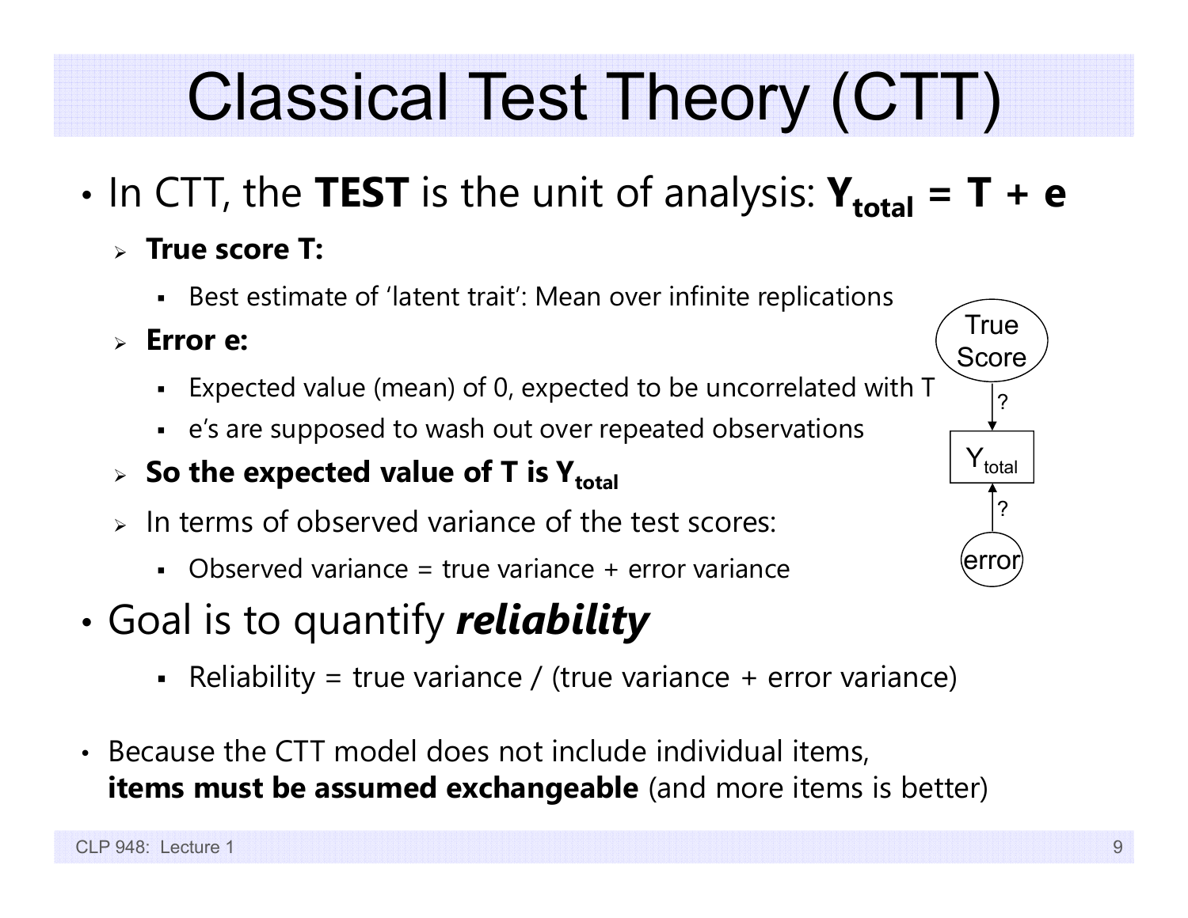# Classical Test Theory (CTT)

- In CTT, the **TEST** is the unit of analysis: $\mathbf{Y_{total} = T + e}$
  - **True score T:**
    - Best estimate of 'latent trait': Mean over infinite replications
  - **Error e:**
    - Expected value (mean) of 0, expected to be uncorrelated with T
    - e's are supposed to wash out over repeated observations
  - **So the expected value of T is $\mathbf{Y_{total}}$**
  - In terms of observed variance of the test scores:
    - Observed variance = true variance + error variance

- Goal is to quantify ***reliability***
  - Reliability = true variance / (true variance + error variance)

- Because the CTT model does not include individual items, **items must be assumed exchangeable** (and more items is better)

True Score → ? → $Y_{total}$ ← ? ← error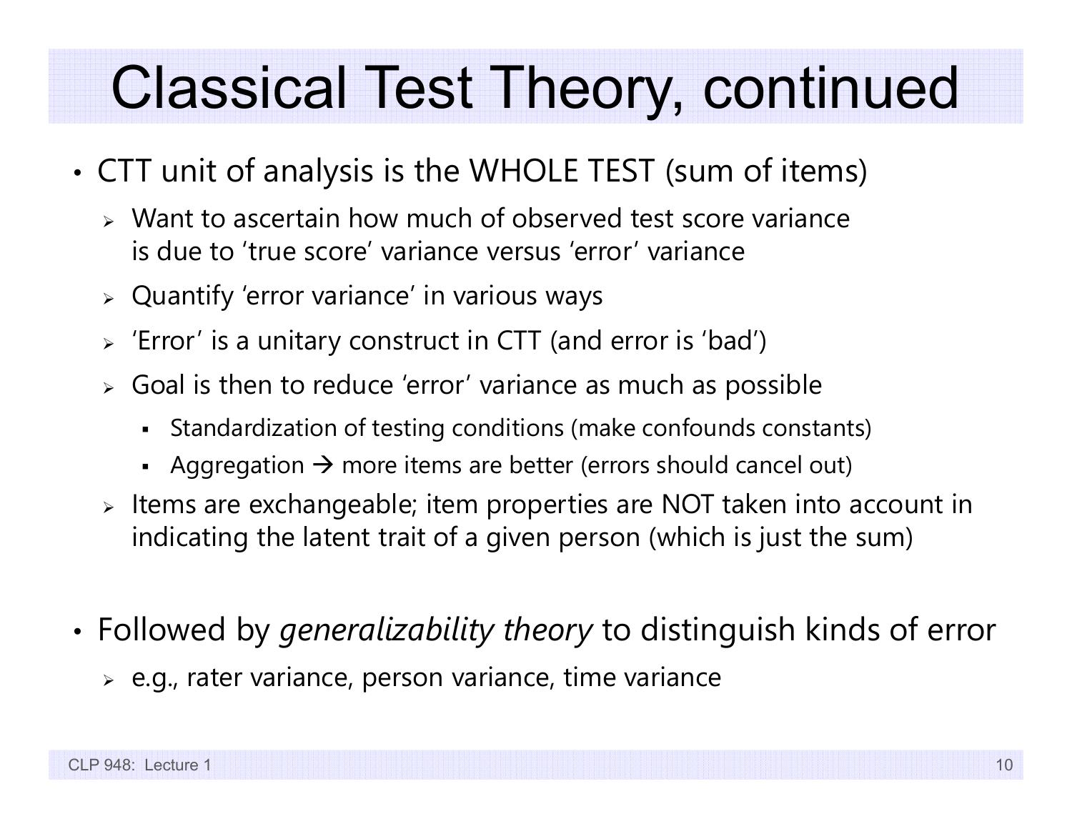# Classical Test Theory, continued

- CTT unit of analysis is the WHOLE TEST (sum of items)
  - Want to ascertain how much of observed test score variance is due to 'true score' variance versus 'error' variance
  - Quantify 'error variance' in various ways
  - 'Error' is a unitary construct in CTT (and error is 'bad')
  - Goal is then to reduce 'error' variance as much as possible
    - Standardization of testing conditions (make confounds constants)
    - Aggregation → more items are better (errors should cancel out)
  - Items are exchangeable; item properties are NOT taken into account in indicating the latent trait of a given person (which is just the sum)

- Followed by *generalizability theory* to distinguish kinds of error
  - e.g., rater variance, person variance, time variance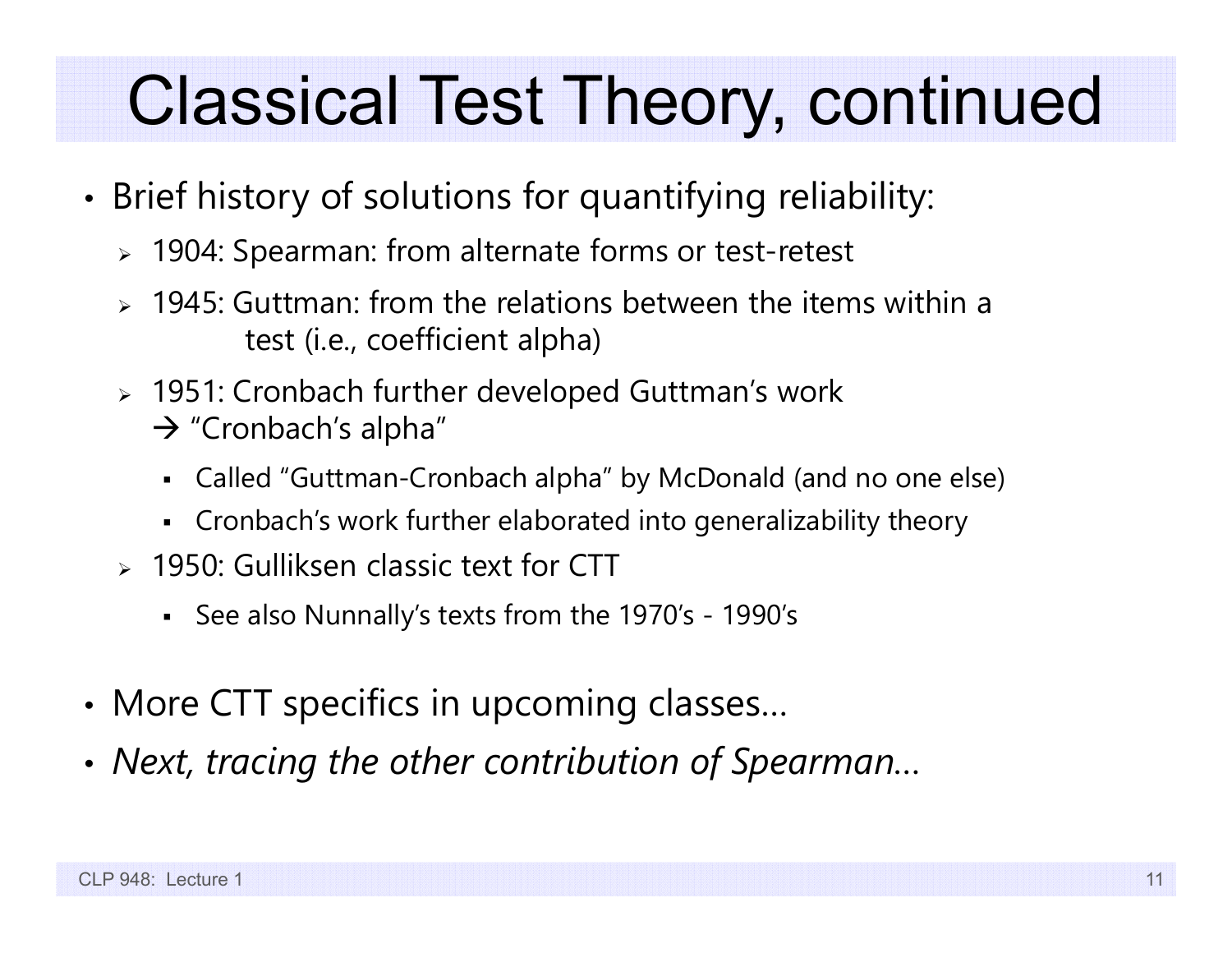# Classical Test Theory, continued

- Brief history of solutions for quantifying reliability:
  - 1904: Spearman: from alternate forms or test-retest
  - 1945: Guttman: from the relations between the items within a test (i.e., coefficient alpha)
  - 1951: Cronbach further developed Guttman's work → "Cronbach's alpha"
    - Called "Guttman-Cronbach alpha" by McDonald (and no one else)
    - Cronbach's work further elaborated into generalizability theory
  - 1950: Gulliksen classic text for CTT
    - See also Nunnally's texts from the 1970's - 1990's
- More CTT specifics in upcoming classes…
- *Next, tracing the other contribution of Spearman…*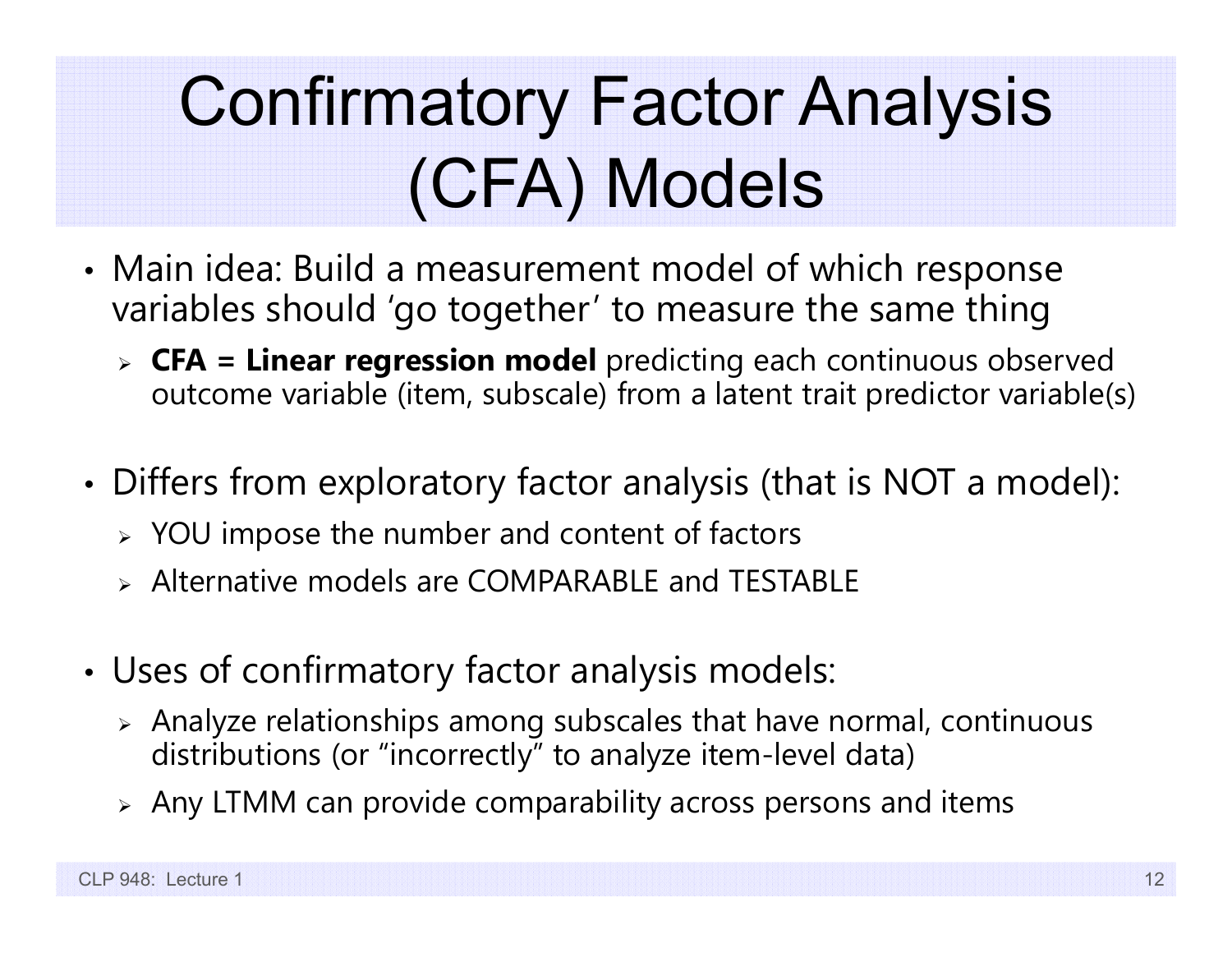# Confirmatory Factor Analysis (CFA) Models

- Main idea: Build a measurement model of which response variables should 'go together' to measure the same thing
  - **CFA = Linear regression model** predicting each continuous observed outcome variable (item, subscale) from a latent trait predictor variable(s)
- Differs from exploratory factor analysis (that is NOT a model):
  - YOU impose the number and content of factors
  - Alternative models are COMPARABLE and TESTABLE
- Uses of confirmatory factor analysis models:
  - Analyze relationships among subscales that have normal, continuous distributions (or "incorrectly" to analyze item-level data)
  - Any LTMM can provide comparability across persons and items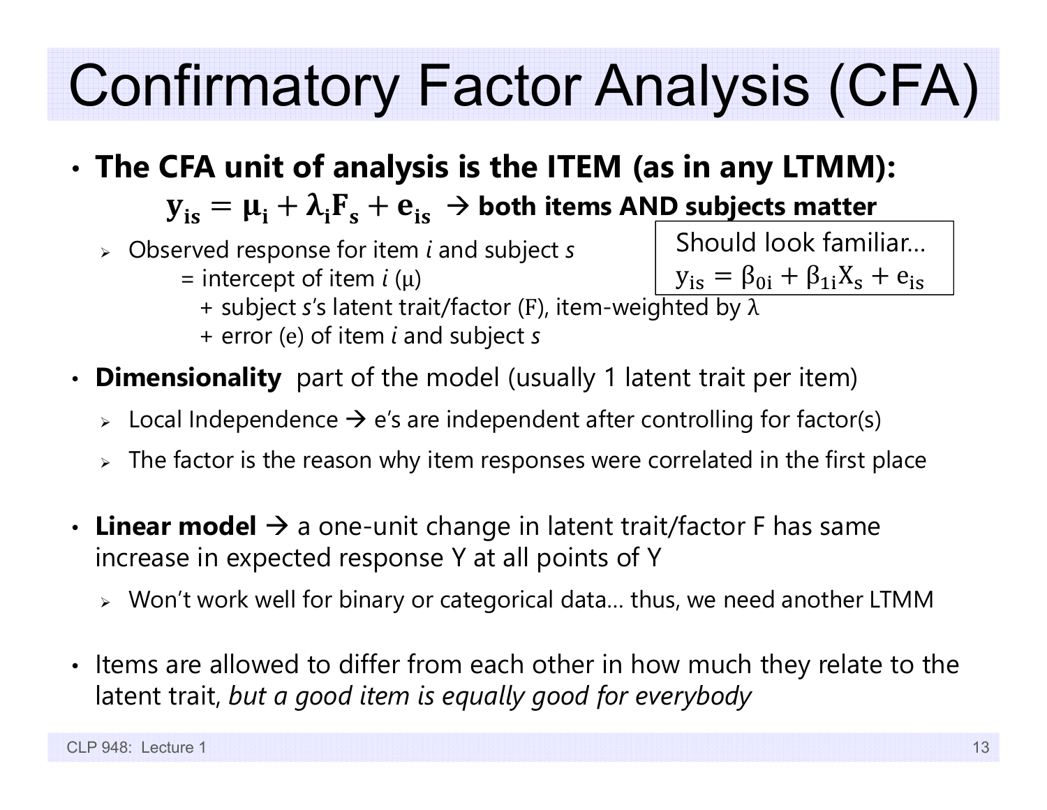# Confirmatory Factor Analysis (CFA)

- **The CFA unit of analysis is the ITEM (as in any LTMM):**

  $\mathbf{y_{is} = \mu_i + \lambda_i F_s + e_{is}}$ → **both items AND subjects matter**

  - Observed response for item *i* and subject *s*

    = intercept of item *i* ($\mu$)

    + subject *s*'s latent trait/factor (F), item-weighted by $\lambda$

    + error (e) of item *i* and subject *s*

  Should look familiar… $y_{is} = \beta_{0i} + \beta_{1i} X_s + e_{is}$

- **Dimensionality** part of the model (usually 1 latent trait per item)
  - Local Independence → e's are independent after controlling for factor(s)
  - The factor is the reason why item responses were correlated in the first place

- **Linear model** → a one-unit change in latent trait/factor F has same increase in expected response Y at all points of Y
  - Won't work well for binary or categorical data… thus, we need another LTMM

- Items are allowed to differ from each other in how much they relate to the latent trait, *but a good item is equally good for everybody*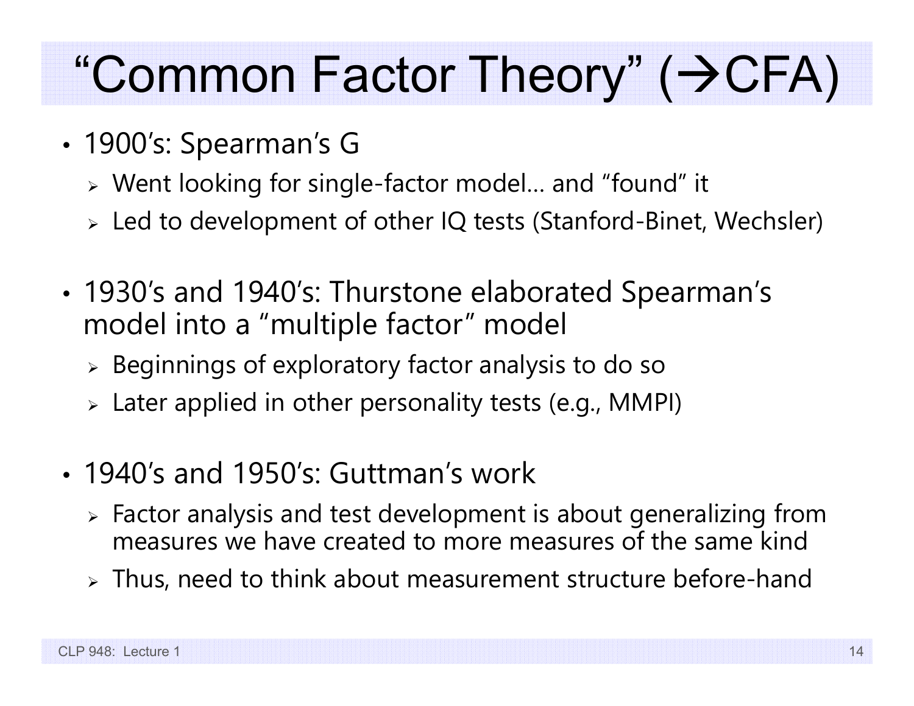# "Common Factor Theory" (→CFA)

- 1900's: Spearman's G
  - Went looking for single-factor model... and "found" it
  - Led to development of other IQ tests (Stanford-Binet, Wechsler)
- 1930's and 1940's: Thurstone elaborated Spearman's model into a "multiple factor" model
  - Beginnings of exploratory factor analysis to do so
  - Later applied in other personality tests (e.g., MMPI)
- 1940's and 1950's: Guttman's work
  - Factor analysis and test development is about generalizing from measures we have created to more measures of the same kind
  - Thus, need to think about measurement structure before-hand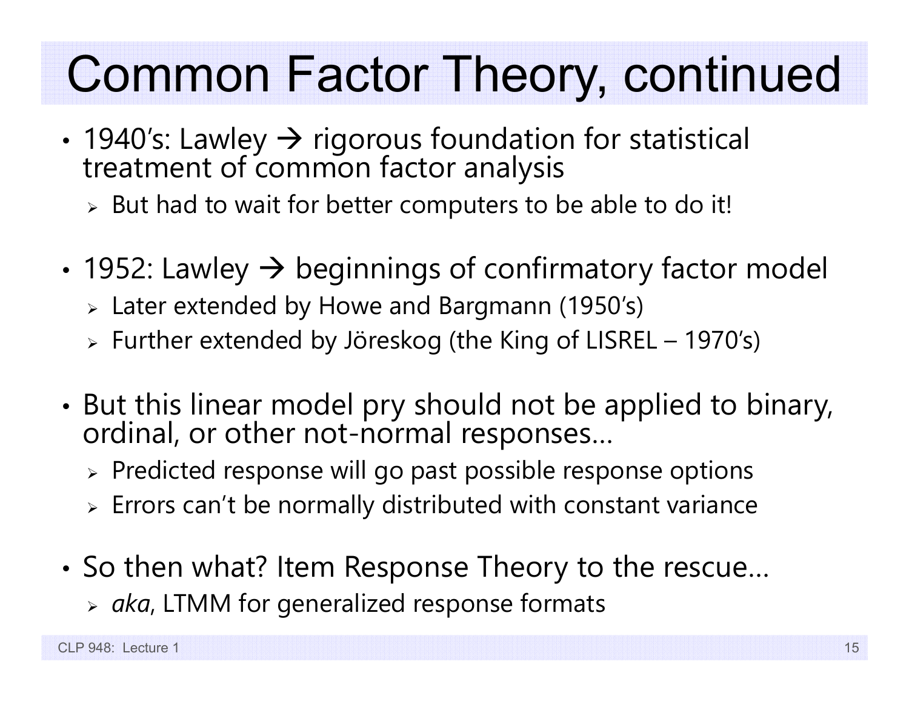# Common Factor Theory, continued

- 1940's: Lawley → rigorous foundation for statistical treatment of common factor analysis
  - But had to wait for better computers to be able to do it!
- 1952: Lawley → beginnings of confirmatory factor model
  - Later extended by Howe and Bargmann (1950's)
  - Further extended by Jöreskog (the King of LISREL – 1970's)
- But this linear model pry should not be applied to binary, ordinal, or other not-normal responses…
  - Predicted response will go past possible response options
  - Errors can't be normally distributed with constant variance
- So then what? Item Response Theory to the rescue…
  - *aka*, LTMM for generalized response formats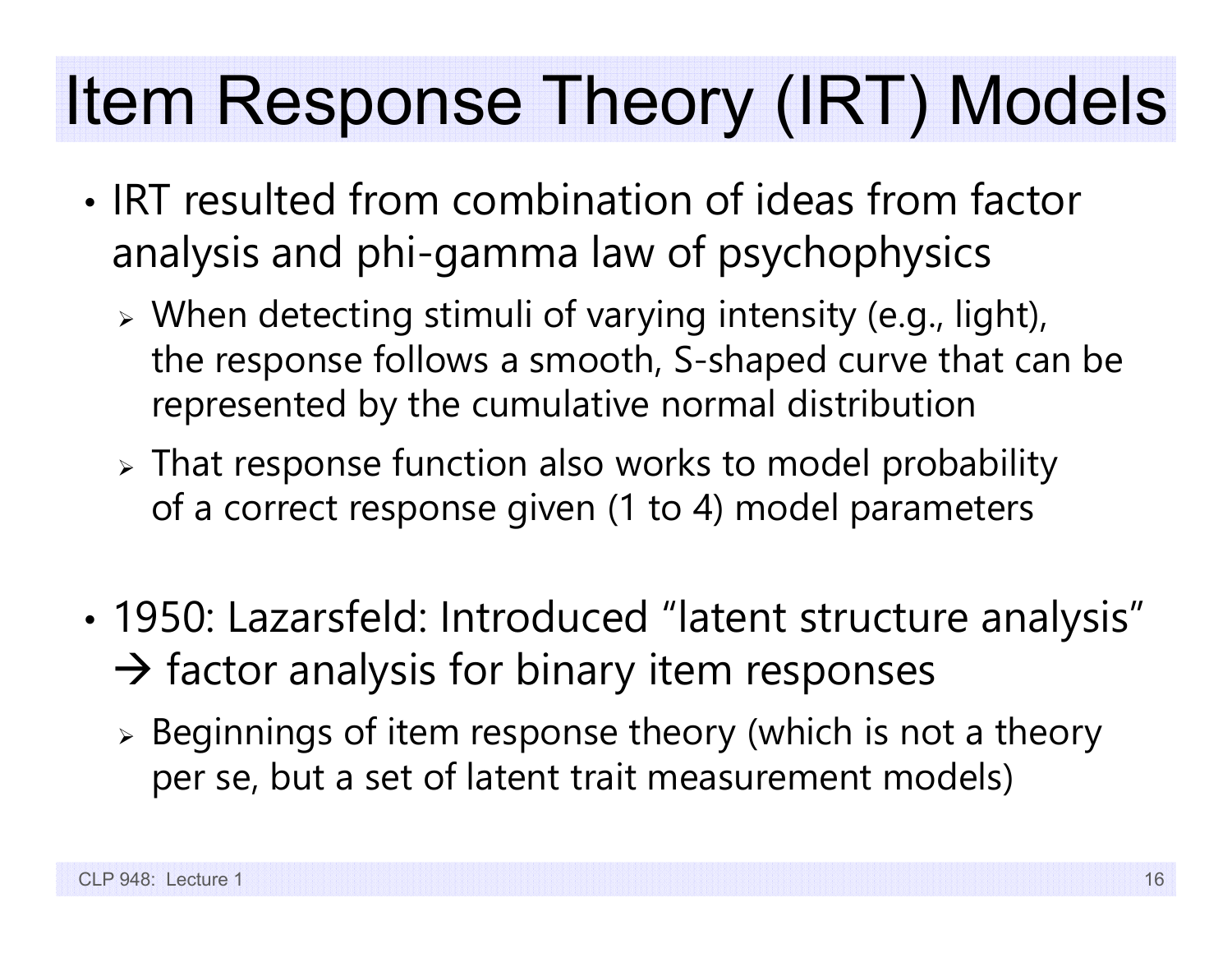# Item Response Theory (IRT) Models

- IRT resulted from combination of ideas from factor analysis and phi-gamma law of psychophysics
  - When detecting stimuli of varying intensity (e.g., light), the response follows a smooth, S-shaped curve that can be represented by the cumulative normal distribution
  - That response function also works to model probability of a correct response given (1 to 4) model parameters

- 1950: Lazarsfeld: Introduced "latent structure analysis" → factor analysis for binary item responses
  - Beginnings of item response theory (which is not a theory per se, but a set of latent trait measurement models)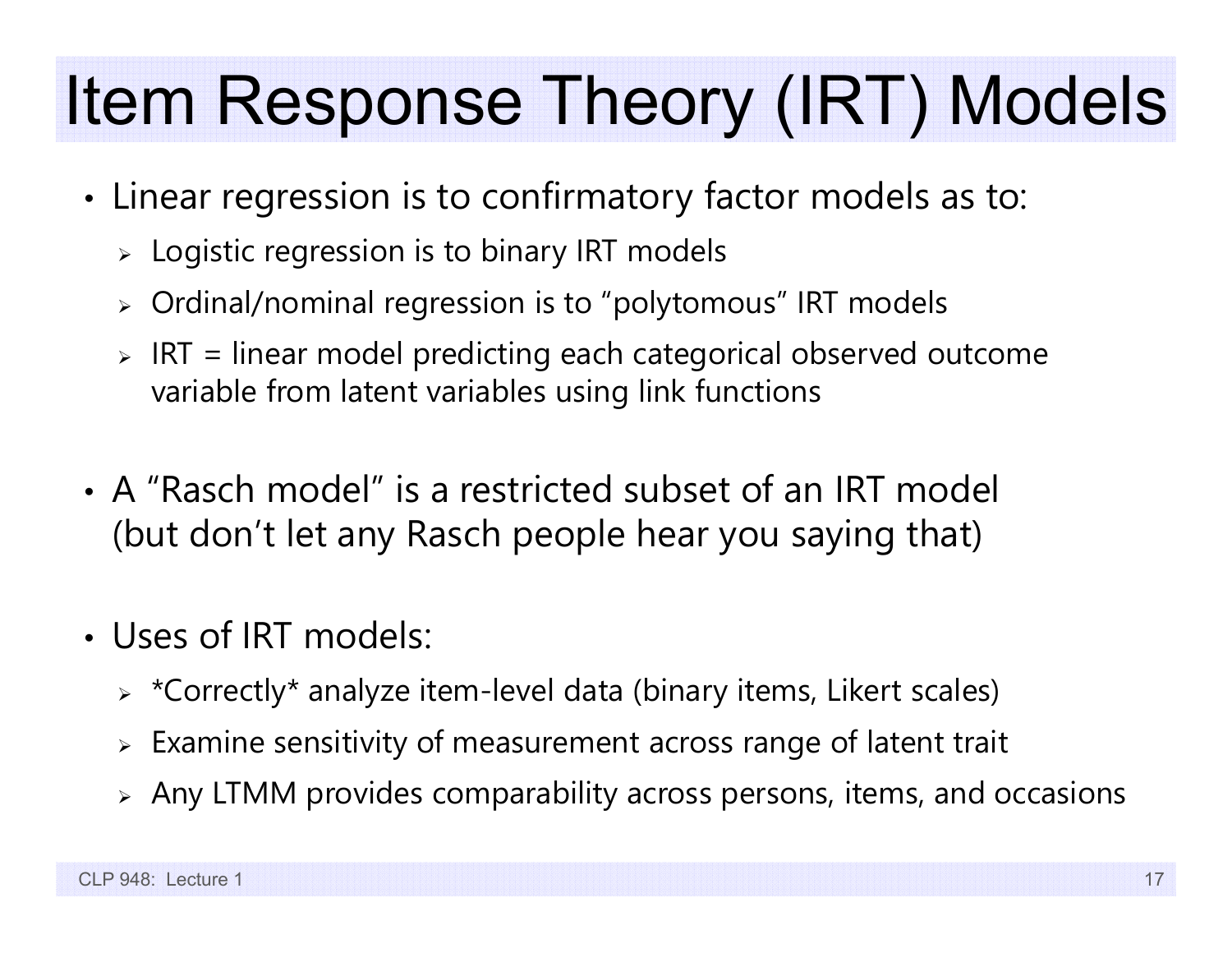# Item Response Theory (IRT) Models

- Linear regression is to confirmatory factor models as to:
  - Logistic regression is to binary IRT models
  - Ordinal/nominal regression is to "polytomous" IRT models
  - IRT = linear model predicting each categorical observed outcome variable from latent variables using link functions

- A "Rasch model" is a restricted subset of an IRT model (but don't let any Rasch people hear you saying that)

- Uses of IRT models:
  - *Correctly* analyze item-level data (binary items, Likert scales)
  - Examine sensitivity of measurement across range of latent trait
  - Any LTMM provides comparability across persons, items, and occasions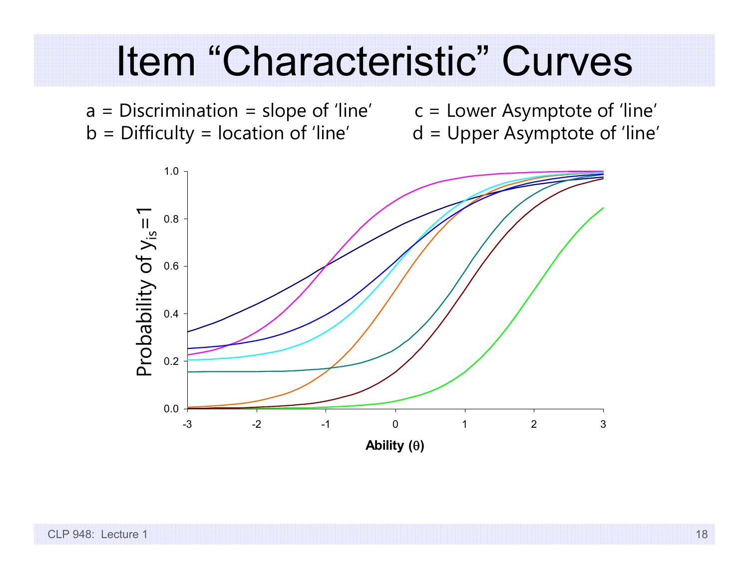# Item "Characteristic" Curves

a = Discrimination = slope of 'line'
b = Difficulty = location of 'line'

c = Lower Asymptote of 'line'
d = Upper Asymptote of 'line'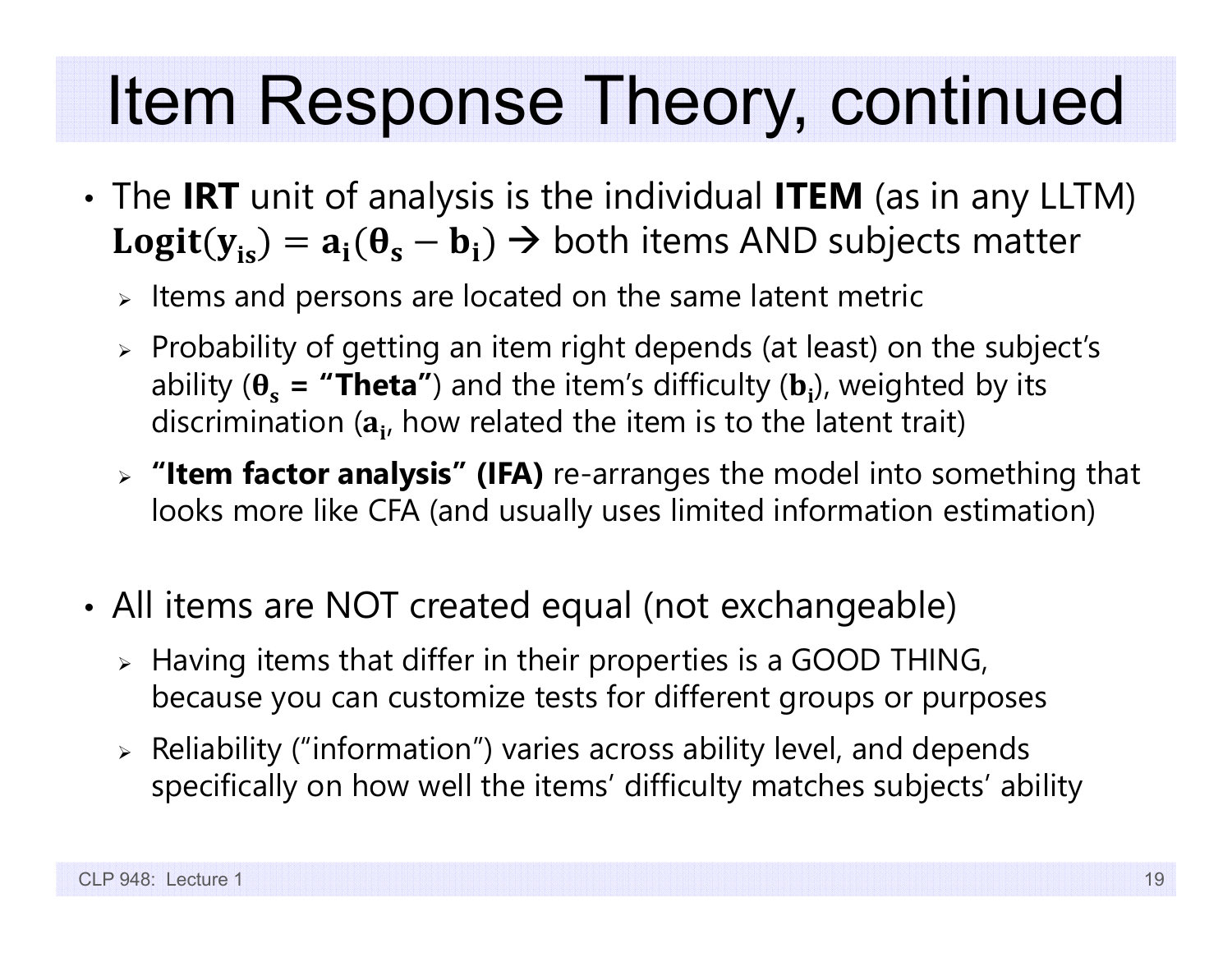# Item Response Theory, continued

- The **IRT** unit of analysis is the individual **ITEM** (as in any LLTM) $\mathbf{Logit(y_{is}) = a_i(\theta_s - b_i)}$ → both items AND subjects matter
  - Items and persons are located on the same latent metric
  - Probability of getting an item right depends (at least) on the subject's ability ($\boldsymbol{\theta_s}$ **= "Theta"**) and the item's difficulty ($\mathbf{b_i}$), weighted by its discrimination ($\mathbf{a_i}$, how related the item is to the latent trait)
  - **"Item factor analysis" (IFA)** re-arranges the model into something that looks more like CFA (and usually uses limited information estimation)

- All items are NOT created equal (not exchangeable)
  - Having items that differ in their properties is a GOOD THING, because you can customize tests for different groups or purposes
  - Reliability ("information") varies across ability level, and depends specifically on how well the items' difficulty matches subjects' ability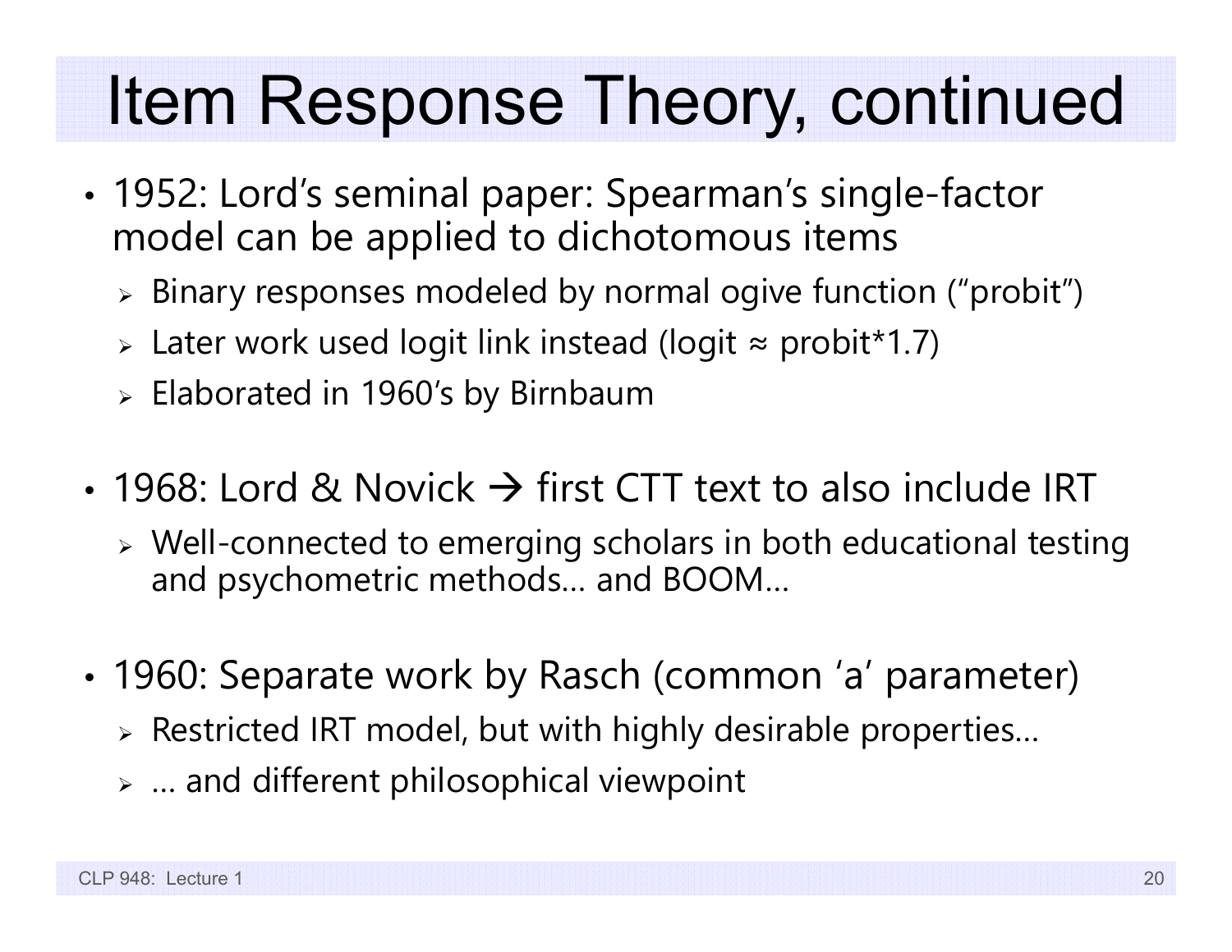# Item Response Theory, continued

- 1952: Lord's seminal paper: Spearman's single-factor model can be applied to dichotomous items
  - Binary responses modeled by normal ogive function ("probit")
  - Later work used logit link instead (logit ≈ probit*1.7)
  - Elaborated in 1960's by Birnbaum

- 1968: Lord & Novick → first CTT text to also include IRT
  - Well-connected to emerging scholars in both educational testing and psychometric methods… and BOOM…

- 1960: Separate work by Rasch (common 'a' parameter)
  - Restricted IRT model, but with highly desirable properties…
  - … and different philosophical viewpoint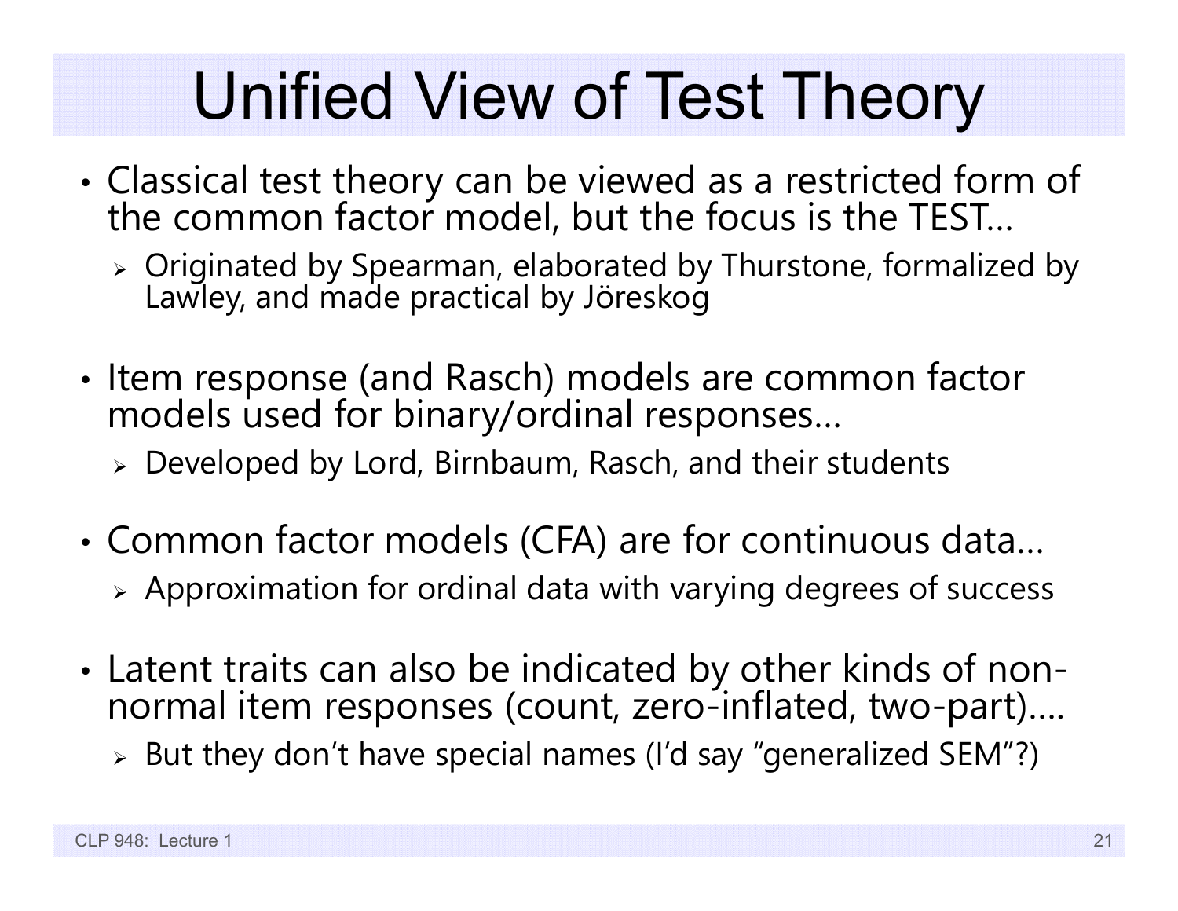# Unified View of Test Theory

- Classical test theory can be viewed as a restricted form of the common factor model, but the focus is the TEST…
  - Originated by Spearman, elaborated by Thurstone, formalized by Lawley, and made practical by Jöreskog

- Item response (and Rasch) models are common factor models used for binary/ordinal responses…
  - Developed by Lord, Birnbaum, Rasch, and their students

- Common factor models (CFA) are for continuous data…
  - Approximation for ordinal data with varying degrees of success

- Latent traits can also be indicated by other kinds of non-normal item responses (count, zero-inflated, two-part)….
  - But they don't have special names (I'd say "generalized SEM"?)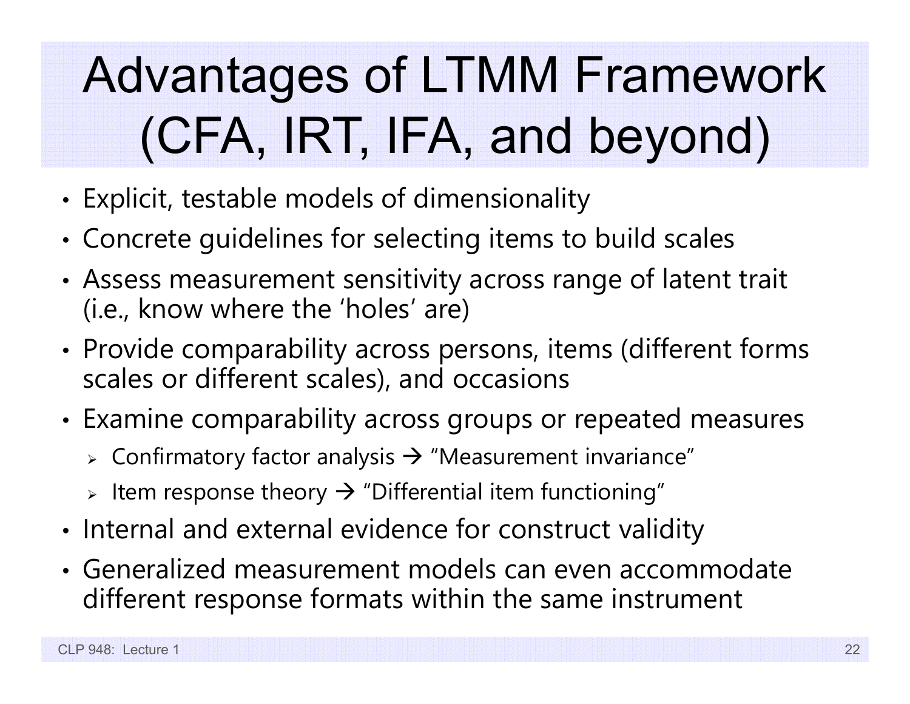# Advantages of LTMM Framework (CFA, IRT, IFA, and beyond)

- Explicit, testable models of dimensionality
- Concrete guidelines for selecting items to build scales
- Assess measurement sensitivity across range of latent trait (i.e., know where the 'holes' are)
- Provide comparability across persons, items (different forms scales or different scales), and occasions
- Examine comparability across groups or repeated measures
  - Confirmatory factor analysis → "Measurement invariance"
  - Item response theory → "Differential item functioning"
- Internal and external evidence for construct validity
- Generalized measurement models can even accommodate different response formats within the same instrument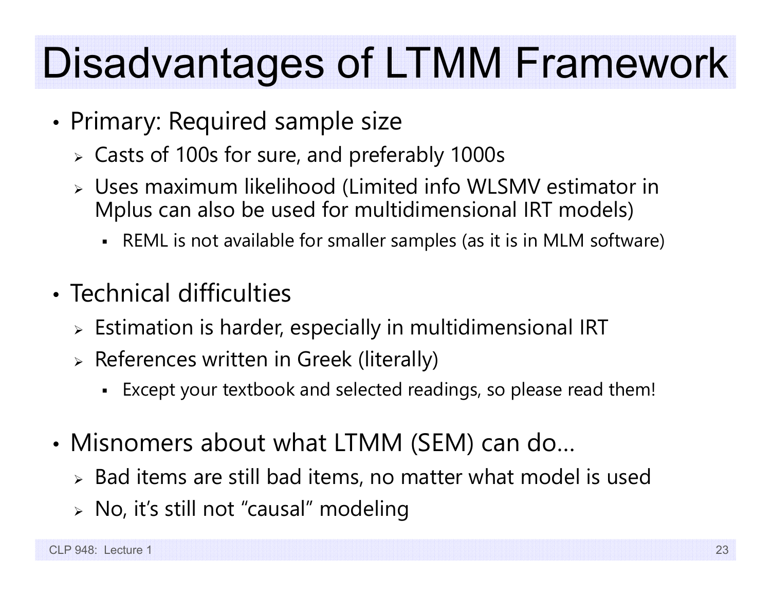# Disadvantages of LTMM Framework

- Primary: Required sample size
  - Casts of 100s for sure, and preferably 1000s
  - Uses maximum likelihood (Limited info WLSMV estimator in Mplus can also be used for multidimensional IRT models)
    - REML is not available for smaller samples (as it is in MLM software)

- Technical difficulties
  - Estimation is harder, especially in multidimensional IRT
  - References written in Greek (literally)
    - Except your textbook and selected readings, so please read them!

- Misnomers about what LTMM (SEM) can do…
  - Bad items are still bad items, no matter what model is used
  - No, it's still not "causal" modeling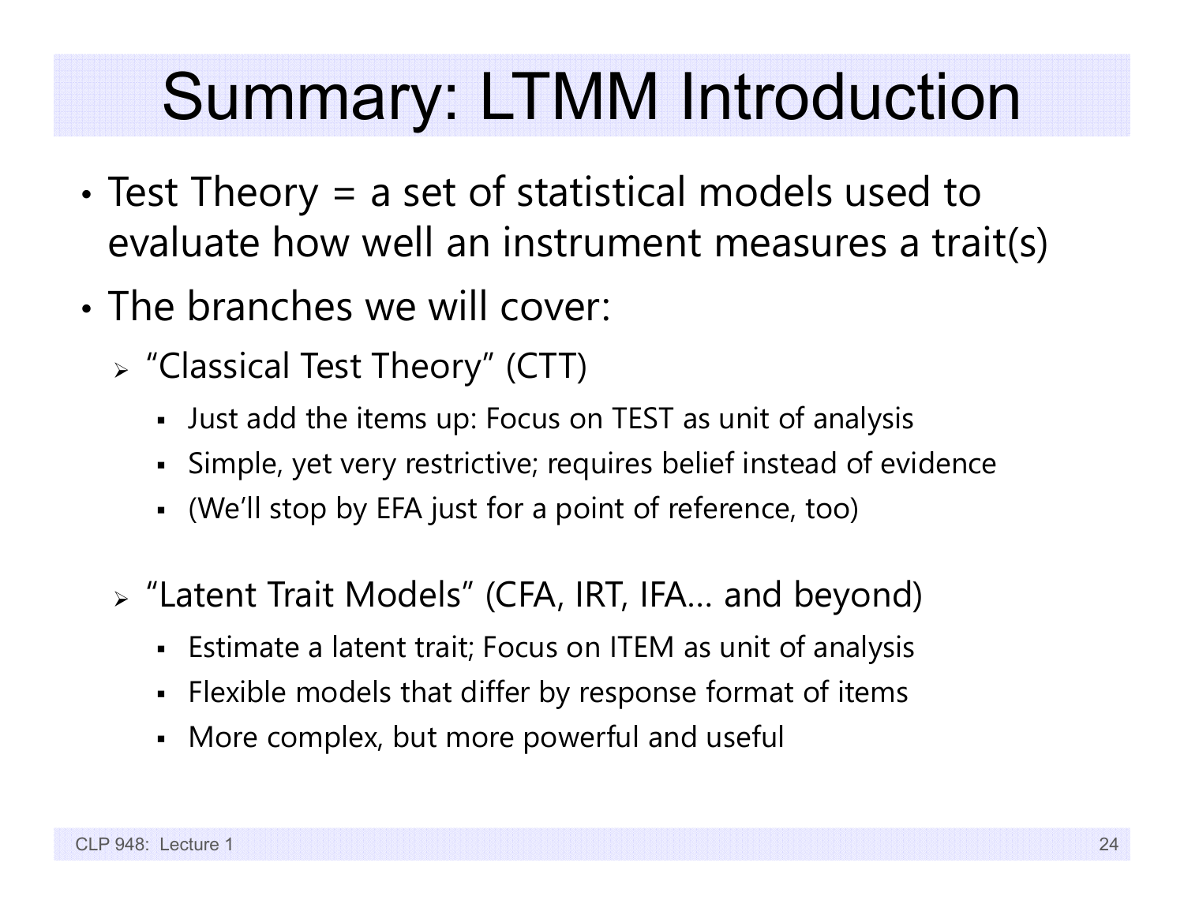# Summary: LTMM Introduction

- Test Theory = a set of statistical models used to evaluate how well an instrument measures a trait(s)
- The branches we will cover:
  - "Classical Test Theory" (CTT)
    - Just add the items up: Focus on TEST as unit of analysis
    - Simple, yet very restrictive; requires belief instead of evidence
    - (We'll stop by EFA just for a point of reference, too)
  - "Latent Trait Models" (CFA, IRT, IFA… and beyond)
    - Estimate a latent trait; Focus on ITEM as unit of analysis
    - Flexible models that differ by response format of items
    - More complex, but more powerful and useful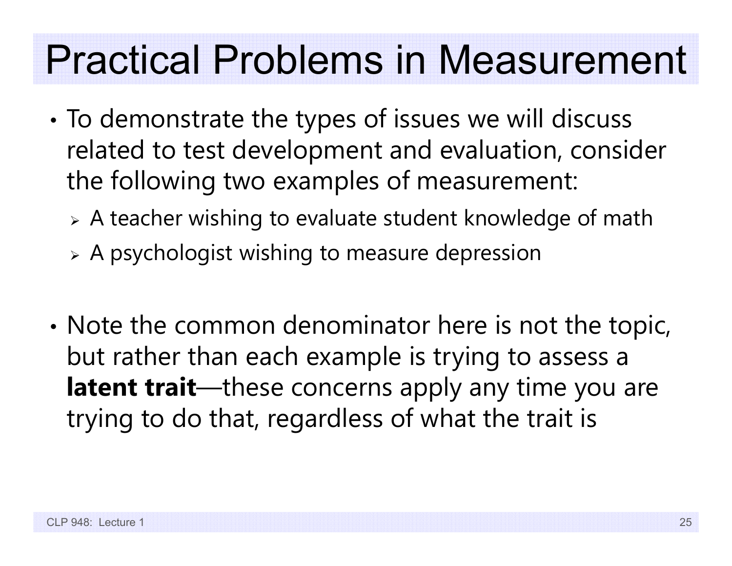# Practical Problems in Measurement

- To demonstrate the types of issues we will discuss related to test development and evaluation, consider the following two examples of measurement:
  - A teacher wishing to evaluate student knowledge of math
  - A psychologist wishing to measure depression

- Note the common denominator here is not the topic, but rather than each example is trying to assess a **latent trait**—these concerns apply any time you are trying to do that, regardless of what the trait is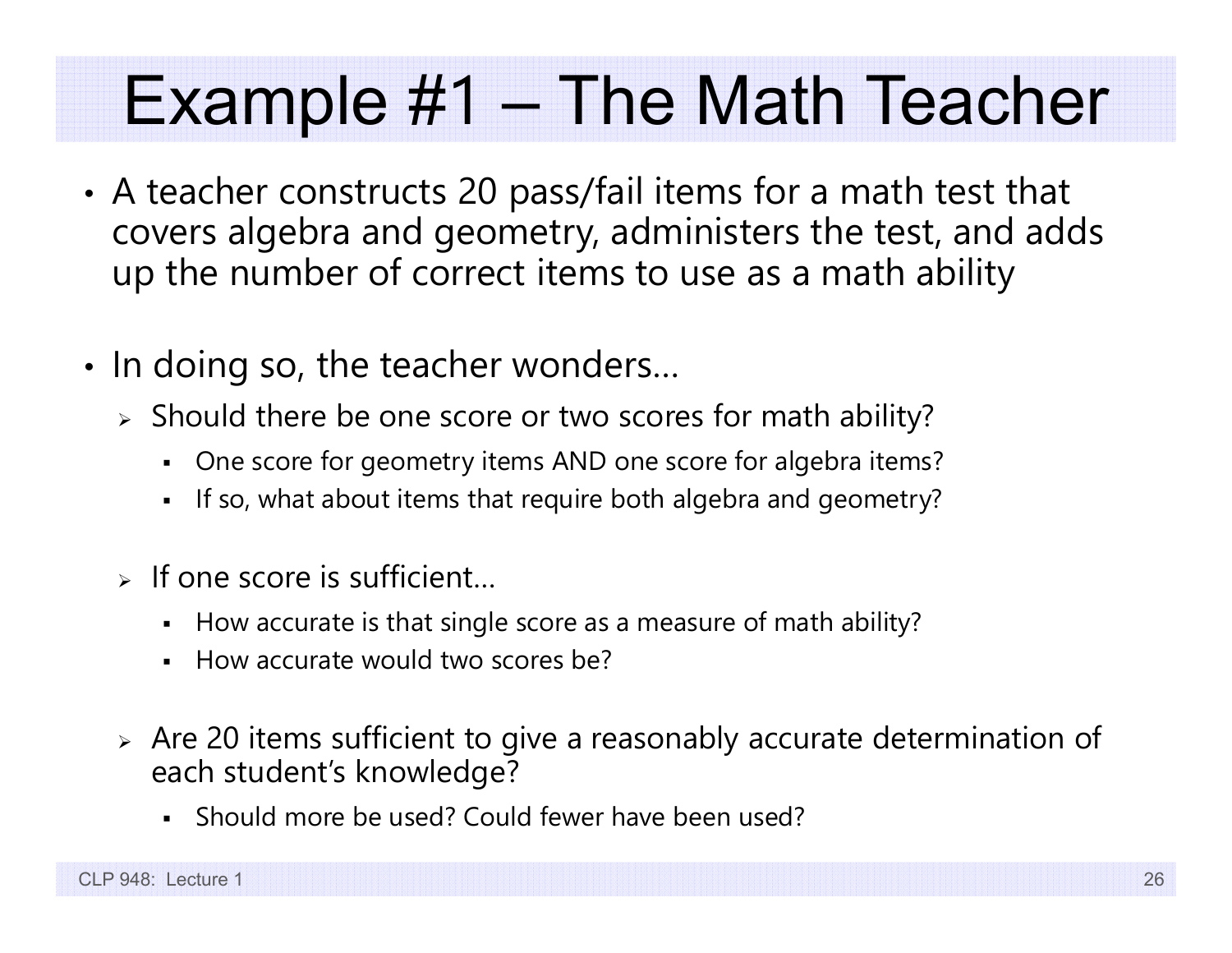# Example #1 – The Math Teacher

- A teacher constructs 20 pass/fail items for a math test that covers algebra and geometry, administers the test, and adds up the number of correct items to use as a math ability

- In doing so, the teacher wonders…
  - Should there be one score or two scores for math ability?
    - One score for geometry items AND one score for algebra items?
    - If so, what about items that require both algebra and geometry?
  - If one score is sufficient…
    - How accurate is that single score as a measure of math ability?
    - How accurate would two scores be?
  - Are 20 items sufficient to give a reasonably accurate determination of each student's knowledge?
    - Should more be used? Could fewer have been used?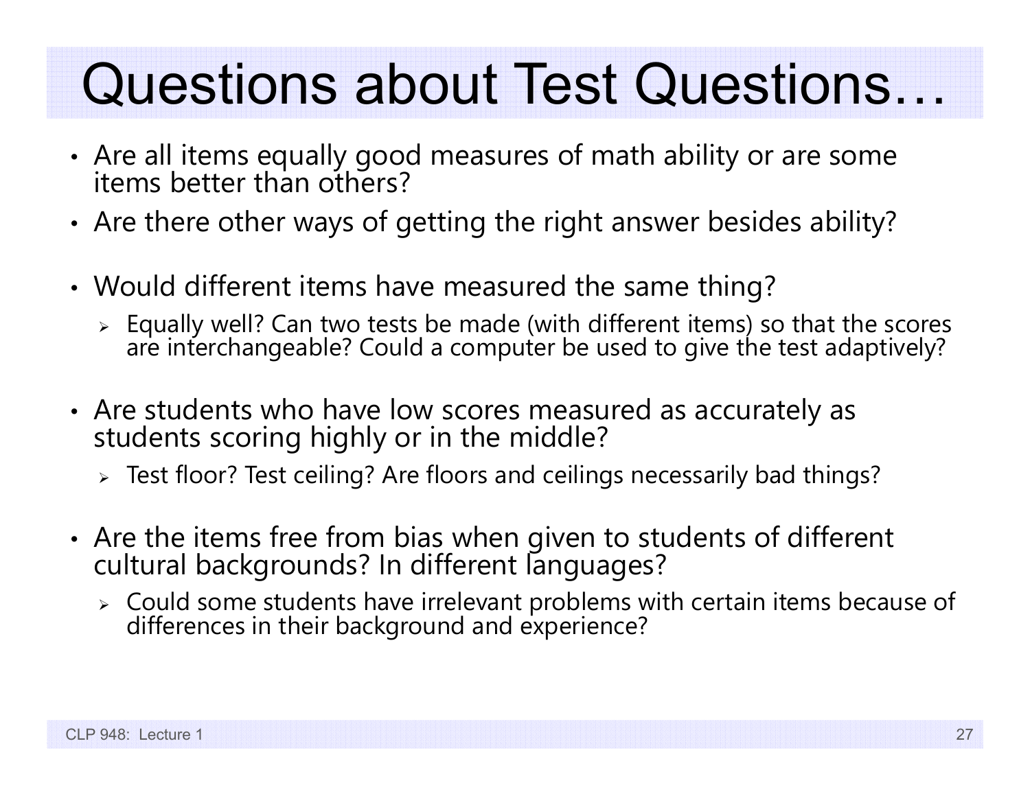# Questions about Test Questions…

- Are all items equally good measures of math ability or are some items better than others?
- Are there other ways of getting the right answer besides ability?
- Would different items have measured the same thing?
  - Equally well? Can two tests be made (with different items) so that the scores are interchangeable? Could a computer be used to give the test adaptively?
- Are students who have low scores measured as accurately as students scoring highly or in the middle?
  - Test floor? Test ceiling? Are floors and ceilings necessarily bad things?
- Are the items free from bias when given to students of different cultural backgrounds? In different languages?
  - Could some students have irrelevant problems with certain items because of differences in their background and experience?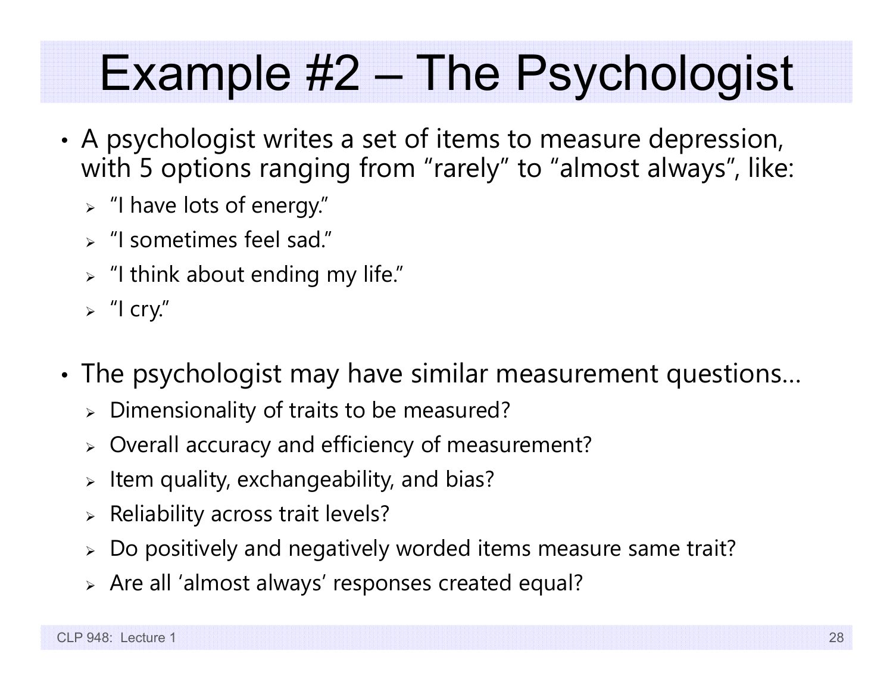# Example #2 – The Psychologist

- A psychologist writes a set of items to measure depression, with 5 options ranging from "rarely" to "almost always", like:
  - "I have lots of energy."
  - "I sometimes feel sad."
  - "I think about ending my life."
  - "I cry."

- The psychologist may have similar measurement questions…
  - Dimensionality of traits to be measured?
  - Overall accuracy and efficiency of measurement?
  - Item quality, exchangeability, and bias?
  - Reliability across trait levels?
  - Do positively and negatively worded items measure same trait?
  - Are all 'almost always' responses created equal?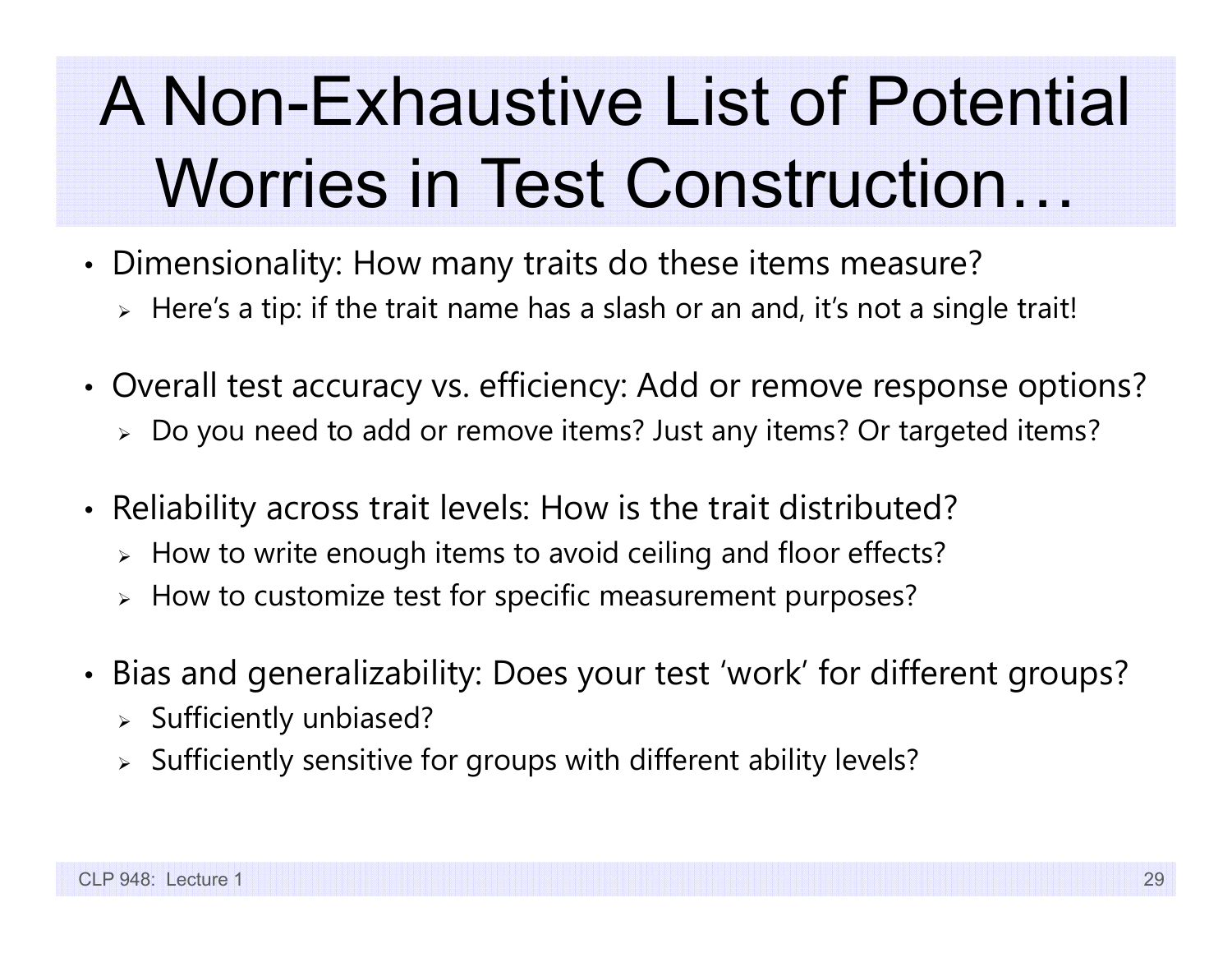# A Non-Exhaustive List of Potential Worries in Test Construction…

- Dimensionality: How many traits do these items measure?
  - Here's a tip: if the trait name has a slash or an and, it's not a single trait!
- Overall test accuracy vs. efficiency: Add or remove response options?
  - Do you need to add or remove items? Just any items? Or targeted items?
- Reliability across trait levels: How is the trait distributed?
  - How to write enough items to avoid ceiling and floor effects?
  - How to customize test for specific measurement purposes?
- Bias and generalizability: Does your test 'work' for different groups?
  - Sufficiently unbiased?
  - Sufficiently sensitive for groups with different ability levels?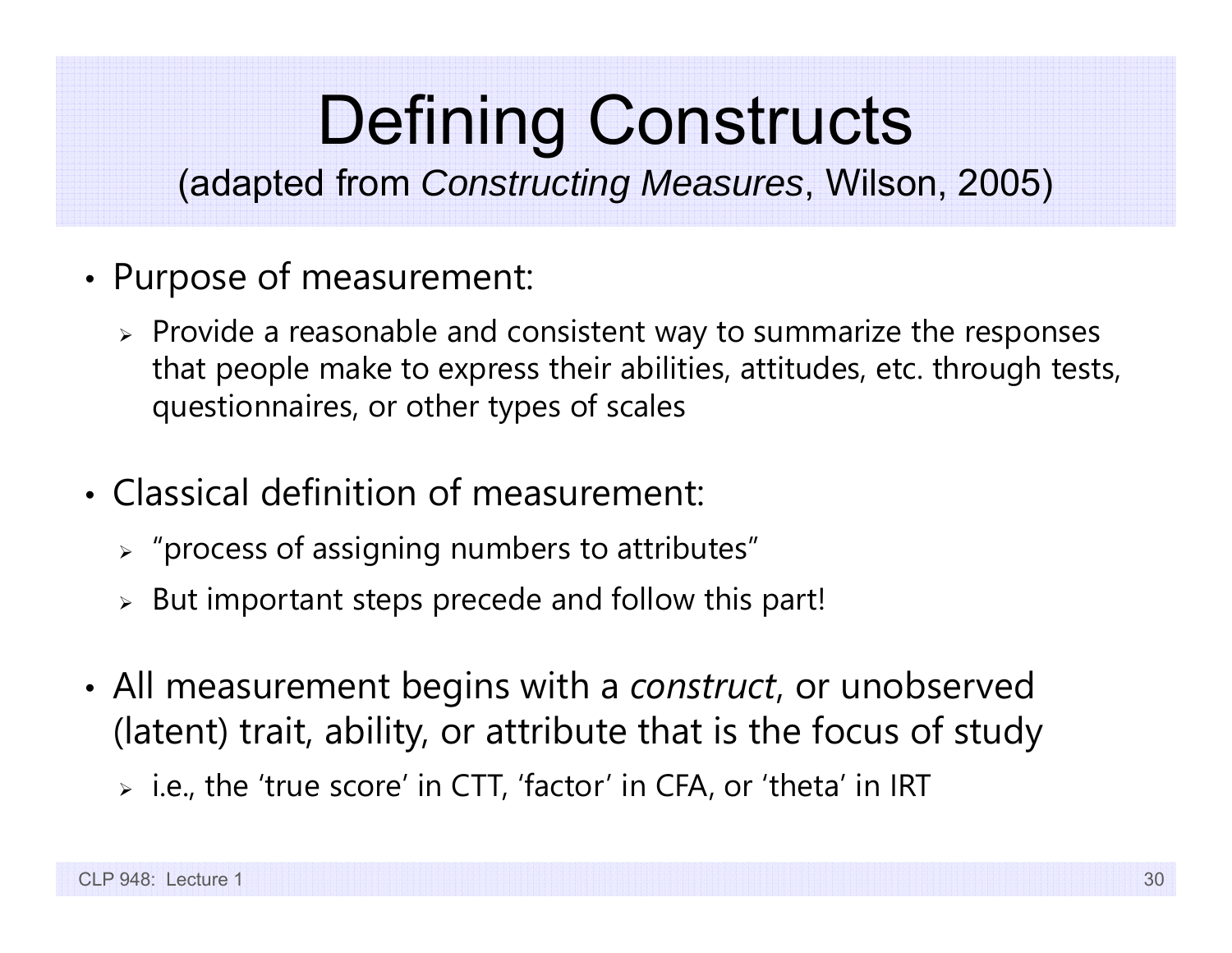# Defining Constructs

(adapted from *Constructing Measures*, Wilson, 2005)

- Purpose of measurement:
  - Provide a reasonable and consistent way to summarize the responses that people make to express their abilities, attitudes, etc. through tests, questionnaires, or other types of scales

- Classical definition of measurement:
  - "process of assigning numbers to attributes"
  - But important steps precede and follow this part!

- All measurement begins with a *construct*, or unobserved (latent) trait, ability, or attribute that is the focus of study
  - i.e., the 'true score' in CTT, 'factor' in CFA, or 'theta' in IRT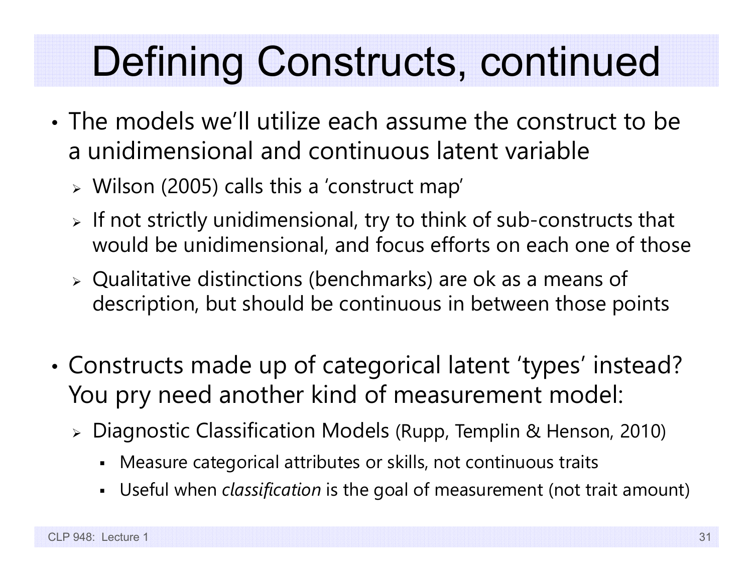# Defining Constructs, continued

- The models we'll utilize each assume the construct to be a unidimensional and continuous latent variable
  - Wilson (2005) calls this a 'construct map'
  - If not strictly unidimensional, try to think of sub-constructs that would be unidimensional, and focus efforts on each one of those
  - Qualitative distinctions (benchmarks) are ok as a means of description, but should be continuous in between those points

- Constructs made up of categorical latent 'types' instead? You pry need another kind of measurement model:
  - Diagnostic Classification Models (Rupp, Templin & Henson, 2010)
    - Measure categorical attributes or skills, not continuous traits
    - Useful when *classification* is the goal of measurement (not trait amount)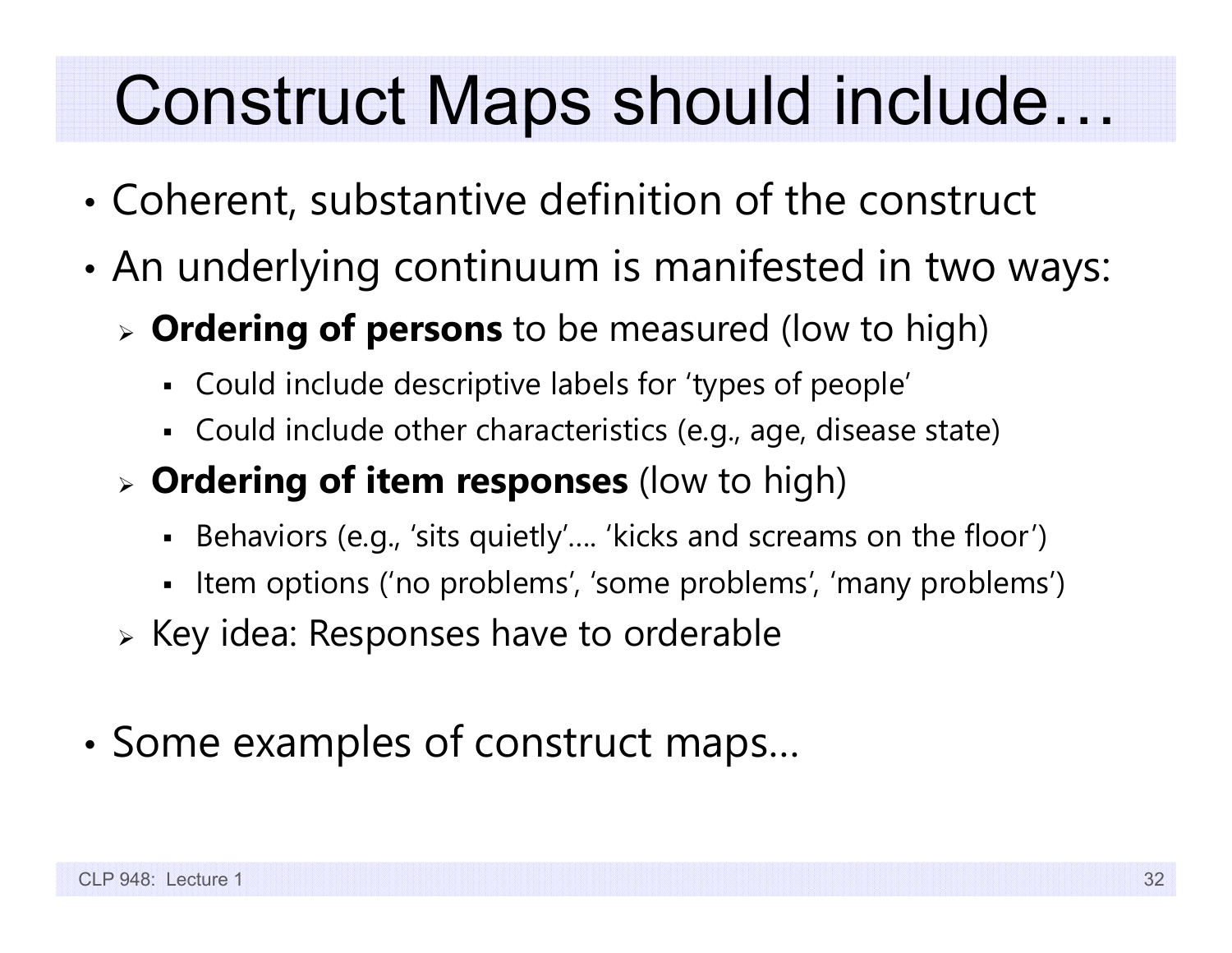# Construct Maps should include…

- Coherent, substantive definition of the construct
- An underlying continuum is manifested in two ways:
  - **Ordering of persons** to be measured (low to high)
    - Could include descriptive labels for 'types of people'
    - Could include other characteristics (e.g., age, disease state)
  - **Ordering of item responses** (low to high)
    - Behaviors (e.g., 'sits quietly'…. 'kicks and screams on the floor')
    - Item options ('no problems', 'some problems', 'many problems')
  - Key idea: Responses have to orderable
- Some examples of construct maps…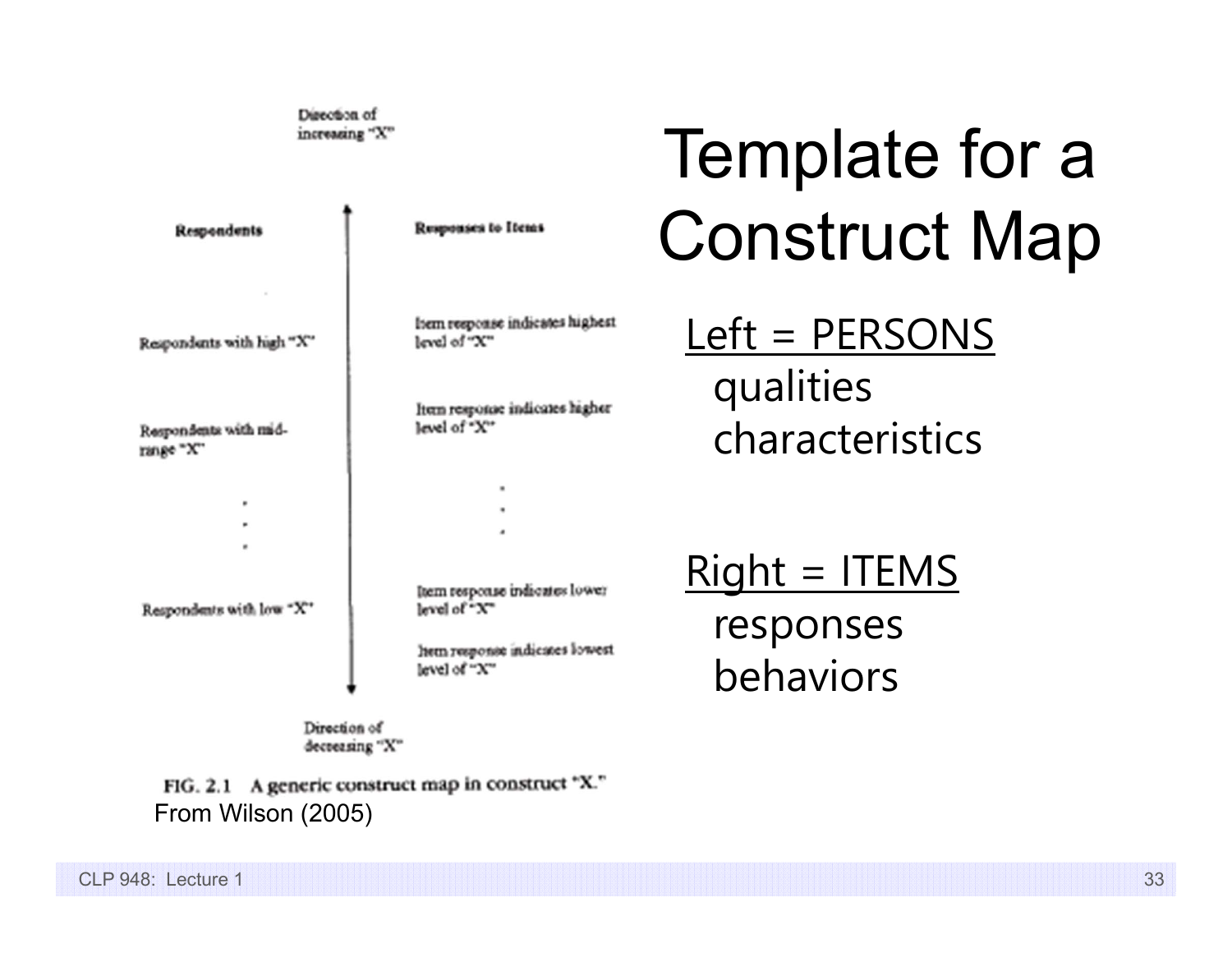# Template for a Construct Map

Direction of increasing "X"

| Respondents | | Responses to Items |
| --- | --- | --- |
| | | Item response indicates highest level of "X" |
| Respondents with high "X" | | |
| | | Item response indicates higher level of "X" |
| Respondents with mid-range "X" | | |
| . . . | | . . . |
| Respondents with low "X" | | Item response indicates lower level of "X" |
| | | Item response indicates lowest level of "X" |

Direction of decreasing "X"

FIG. 2.1 A generic construct map in construct "X."

From Wilson (2005)

Left = PERSONS
- qualities
- characteristics

Right = ITEMS
- responses
- behaviors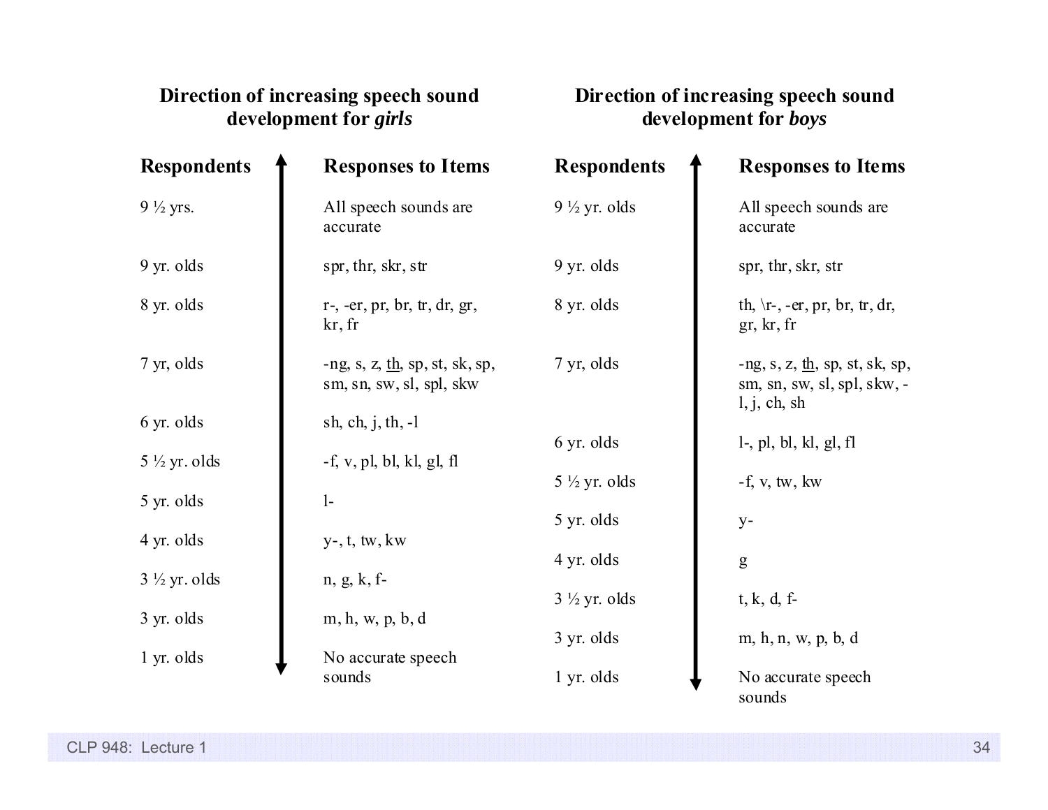**Direction of increasing speech sound development for *girls***

| Respondents | Responses to Items |
|---|---|
| 9 ½ yrs. | All speech sounds are accurate |
| 9 yr. olds | spr, thr, skr, str |
| 8 yr. olds | r-, -er, pr, br, tr, dr, gr, kr, fr |
| 7 yr, olds | -ng, s, z, <u>th</u>, sp, st, sk, sp, sm, sn, sw, sl, spl, skw |
| 6 yr. olds | sh, ch, j, th, -l |
| 5 ½ yr. olds | -f, v, pl, bl, kl, gl, fl |
| 5 yr. olds | l- |
| 4 yr. olds | y-, t, tw, kw |
| 3 ½ yr. olds | n, g, k, f- |
| 3 yr. olds | m, h, w, p, b, d |
| 1 yr. olds | No accurate speech sounds |

**Direction of increasing speech sound development for *boys***

| Respondents | Responses to Items |
|---|---|
| 9 ½ yr. olds | All speech sounds are accurate |
| 9 yr. olds | spr, thr, skr, str |
| 8 yr. olds | th, \r-, -er, pr, br, tr, dr, gr, kr, fr |
| 7 yr, olds | -ng, s, z, <u>th</u>, sp, st, sk, sp, sm, sn, sw, sl, spl, skw, -l, j, ch, sh |
| 6 yr. olds | l-, pl, bl, kl, gl, fl |
| 5 ½ yr. olds | -f, v, tw, kw |
| 5 yr. olds | y- |
| 4 yr. olds | g |
| 3 ½ yr. olds | t, k, d, f- |
| 3 yr. olds | m, h, n, w, p, b, d |
| 1 yr. olds | No accurate speech sounds |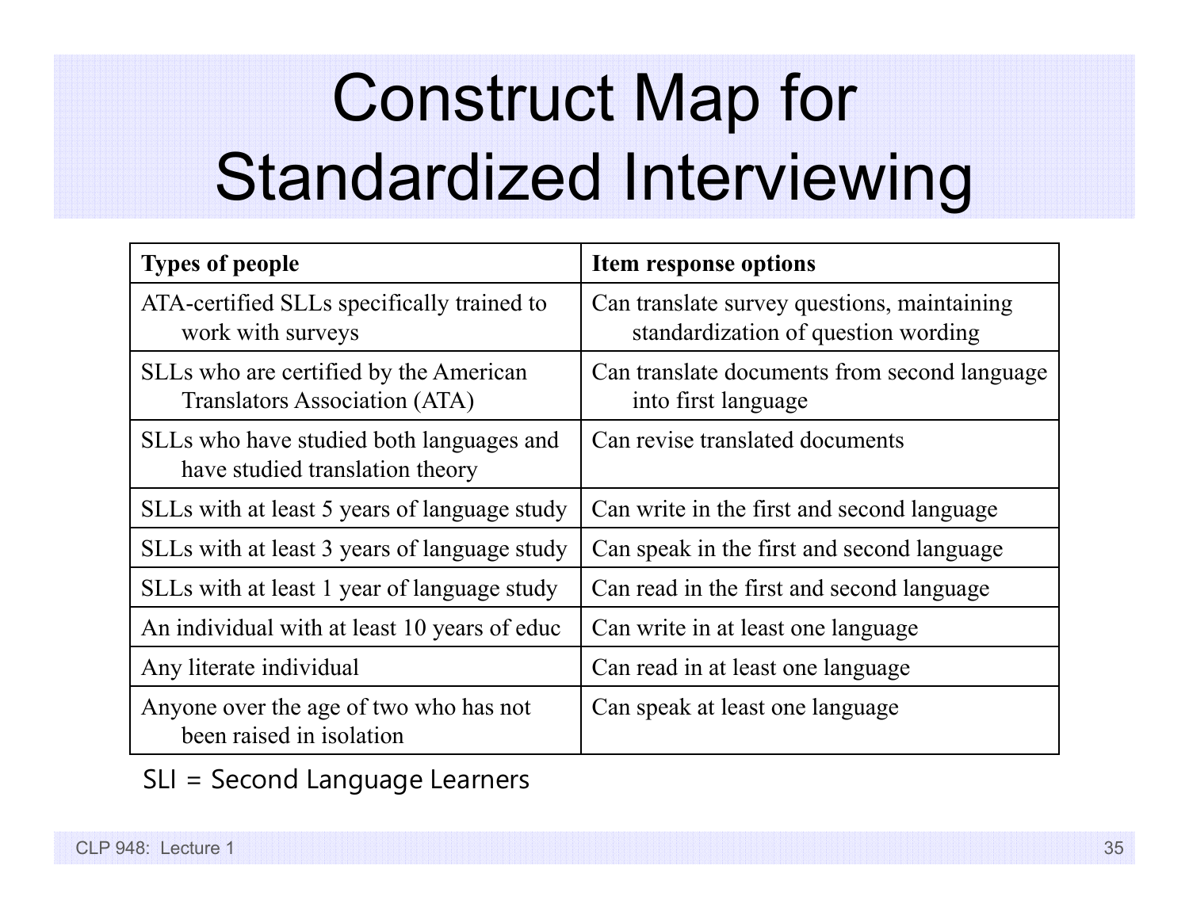# Construct Map for Standardized Interviewing

| Types of people | Item response options |
|---|---|
| ATA-certified SLLs specifically trained to work with surveys | Can translate survey questions, maintaining standardization of question wording |
| SLLs who are certified by the American Translators Association (ATA) | Can translate documents from second language into first language |
| SLLs who have studied both languages and have studied translation theory | Can revise translated documents |
| SLLs with at least 5 years of language study | Can write in the first and second language |
| SLLs with at least 3 years of language study | Can speak in the first and second language |
| SLLs with at least 1 year of language study | Can read in the first and second language |
| An individual with at least 10 years of educ | Can write in at least one language |
| Any literate individual | Can read in at least one language |
| Anyone over the age of two who has not been raised in isolation | Can speak at least one language |

SLl = Second Language Learners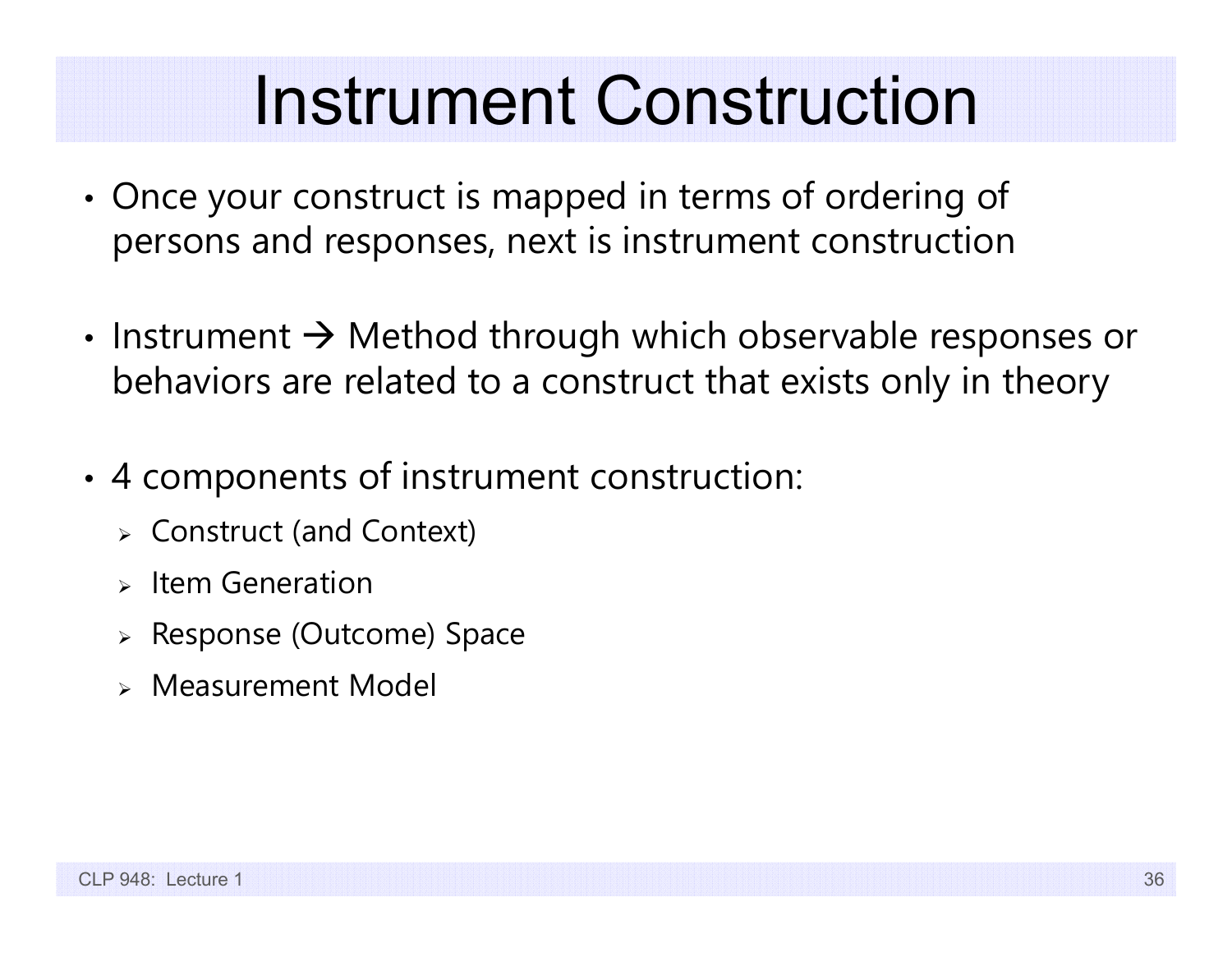# Instrument Construction

- Once your construct is mapped in terms of ordering of persons and responses, next is instrument construction

- Instrument → Method through which observable responses or behaviors are related to a construct that exists only in theory

- 4 components of instrument construction:
  - Construct (and Context)
  - Item Generation
  - Response (Outcome) Space
  - Measurement Model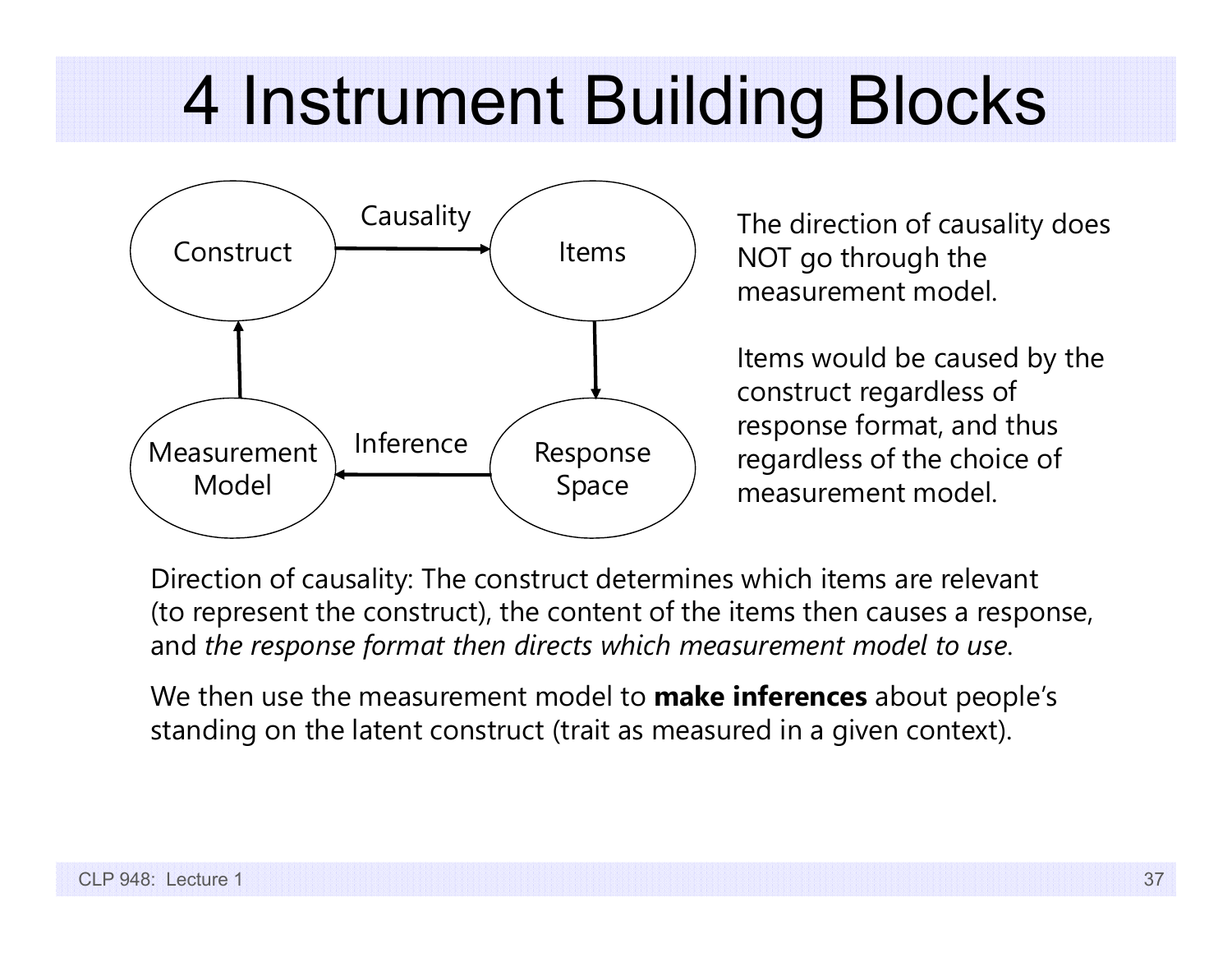# 4 Instrument Building Blocks

Construct → (Causality) → Items → Response Space → (Inference) → Measurement Model → Construct

The direction of causality does NOT go through the measurement model.

Items would be caused by the construct regardless of response format, and thus regardless of the choice of measurement model.

Direction of causality: The construct determines which items are relevant (to represent the construct), the content of the items then causes a response, and *the response format then directs which measurement model to use*.

We then use the measurement model to **make inferences** about people's standing on the latent construct (trait as measured in a given context).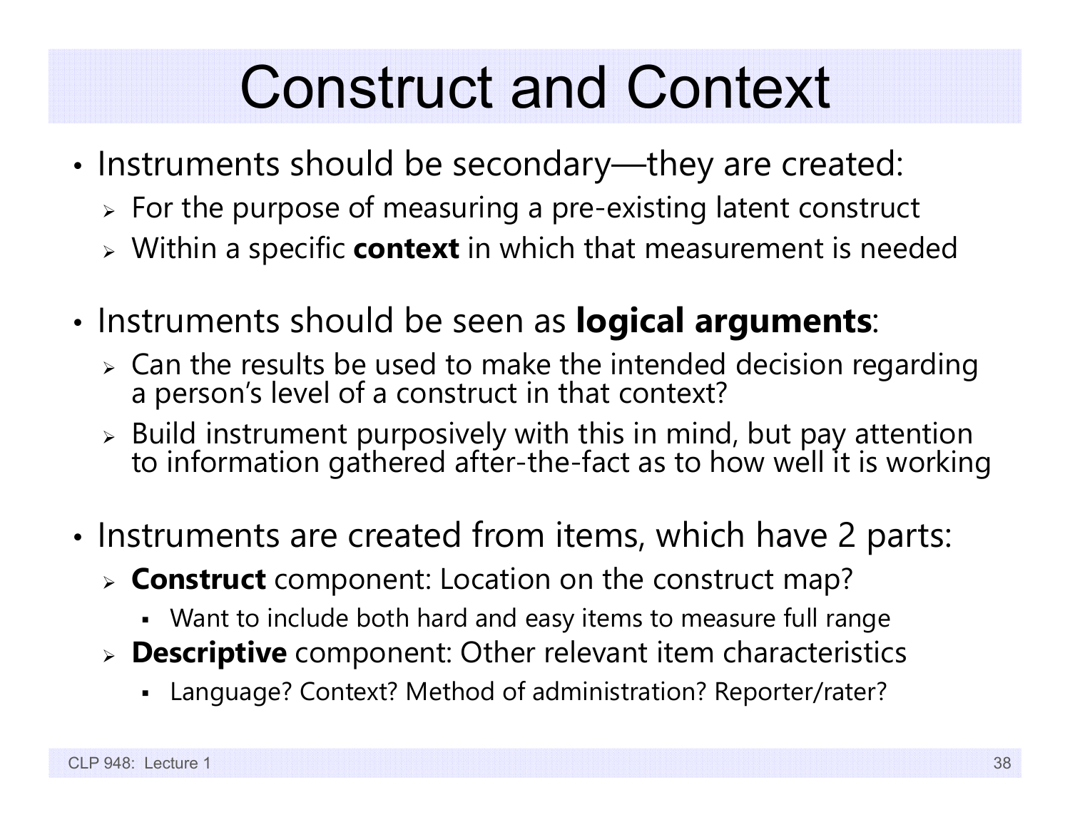# Construct and Context

- Instruments should be secondary—they are created:
  - For the purpose of measuring a pre-existing latent construct
  - Within a specific **context** in which that measurement is needed

- Instruments should be seen as **logical arguments**:
  - Can the results be used to make the intended decision regarding a person's level of a construct in that context?
  - Build instrument purposively with this in mind, but pay attention to information gathered after-the-fact as to how well it is working

- Instruments are created from items, which have 2 parts:
  - **Construct** component: Location on the construct map?
    - Want to include both hard and easy items to measure full range
  - **Descriptive** component: Other relevant item characteristics
    - Language? Context? Method of administration? Reporter/rater?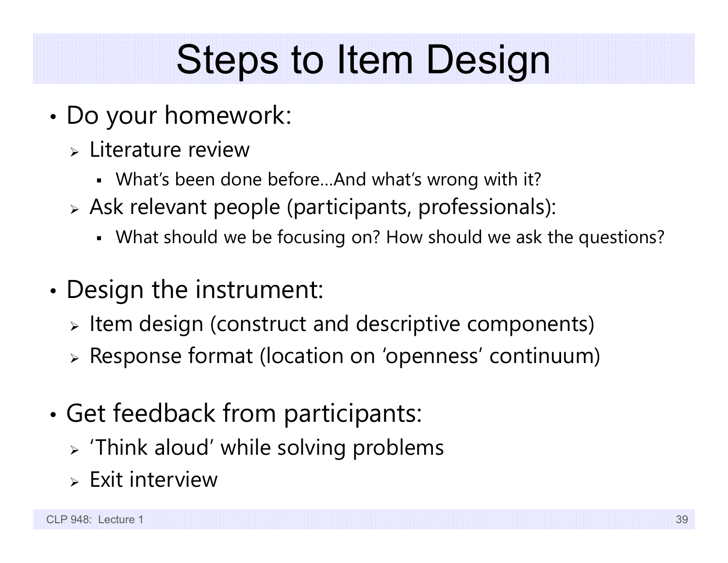# Steps to Item Design

- Do your homework:
  - Literature review
    - What's been done before…And what's wrong with it?
  - Ask relevant people (participants, professionals):
    - What should we be focusing on? How should we ask the questions?
- Design the instrument:
  - Item design (construct and descriptive components)
  - Response format (location on 'openness' continuum)
- Get feedback from participants:
  - 'Think aloud' while solving problems
  - Exit interview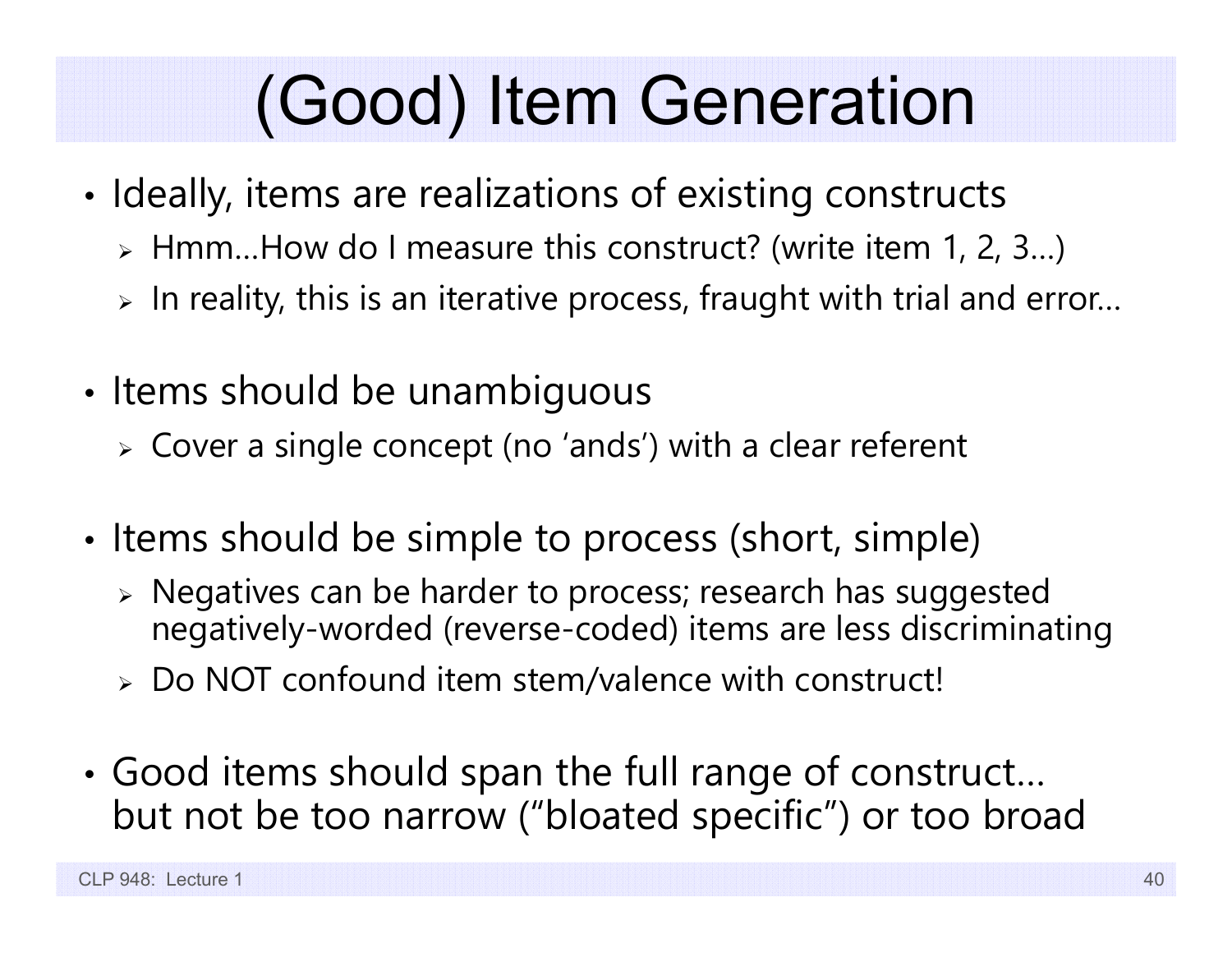# (Good) Item Generation

- Ideally, items are realizations of existing constructs
  - Hmm…How do I measure this construct? (write item 1, 2, 3…)
  - In reality, this is an iterative process, fraught with trial and error…

- Items should be unambiguous
  - Cover a single concept (no 'ands') with a clear referent

- Items should be simple to process (short, simple)
  - Negatives can be harder to process; research has suggested negatively-worded (reverse-coded) items are less discriminating
  - Do NOT confound item stem/valence with construct!

- Good items should span the full range of construct… but not be too narrow ("bloated specific") or too broad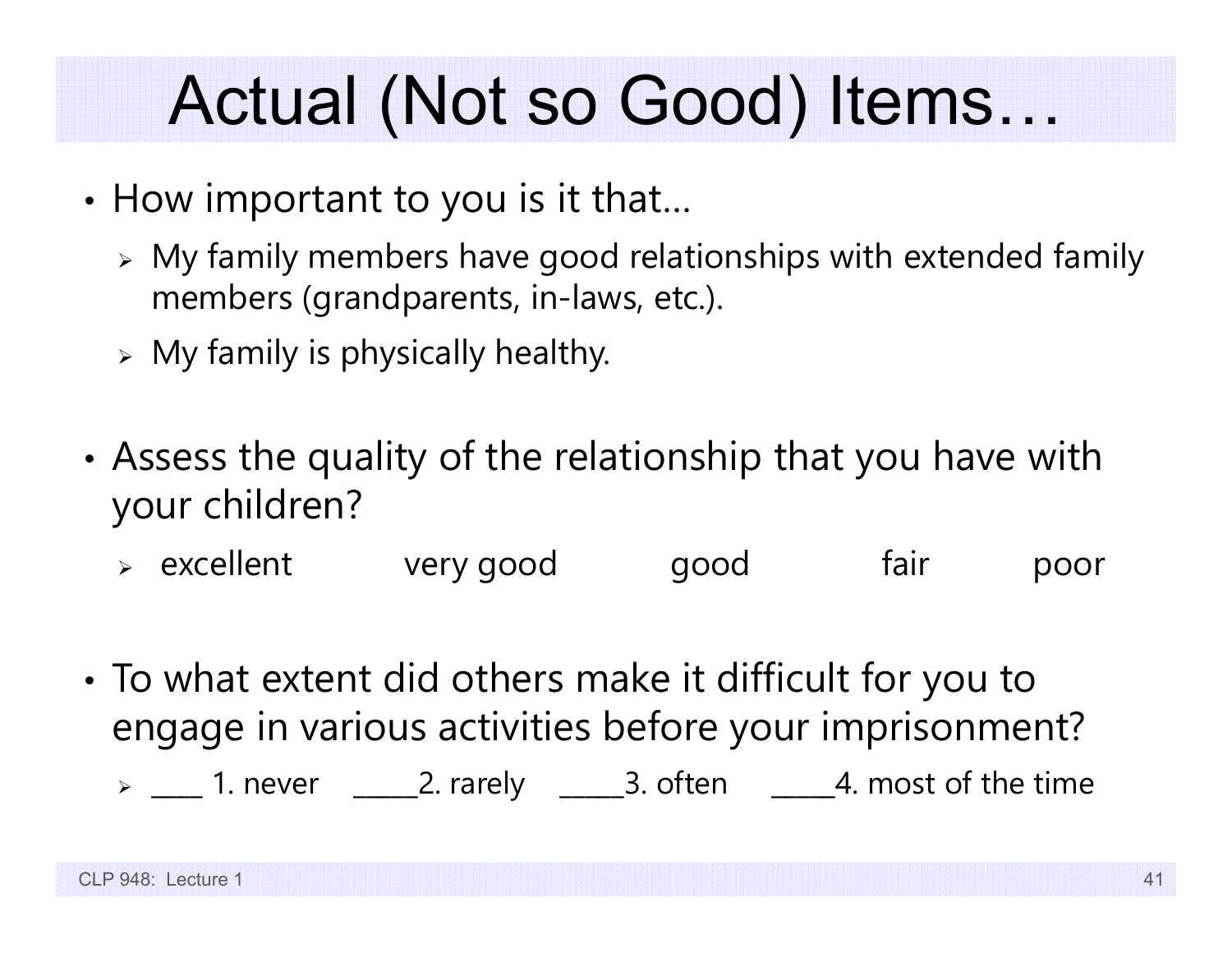# Actual (Not so Good) Items…

- How important to you is it that…
  - My family members have good relationships with extended family members (grandparents, in-laws, etc.).
  - My family is physically healthy.

- Assess the quality of the relationship that you have with your children?
  - excellent very good good fair poor

- To what extent did others make it difficult for you to engage in various activities before your imprisonment?
  - ____ 1. never _____2. rarely _____3. often _____4. most of the time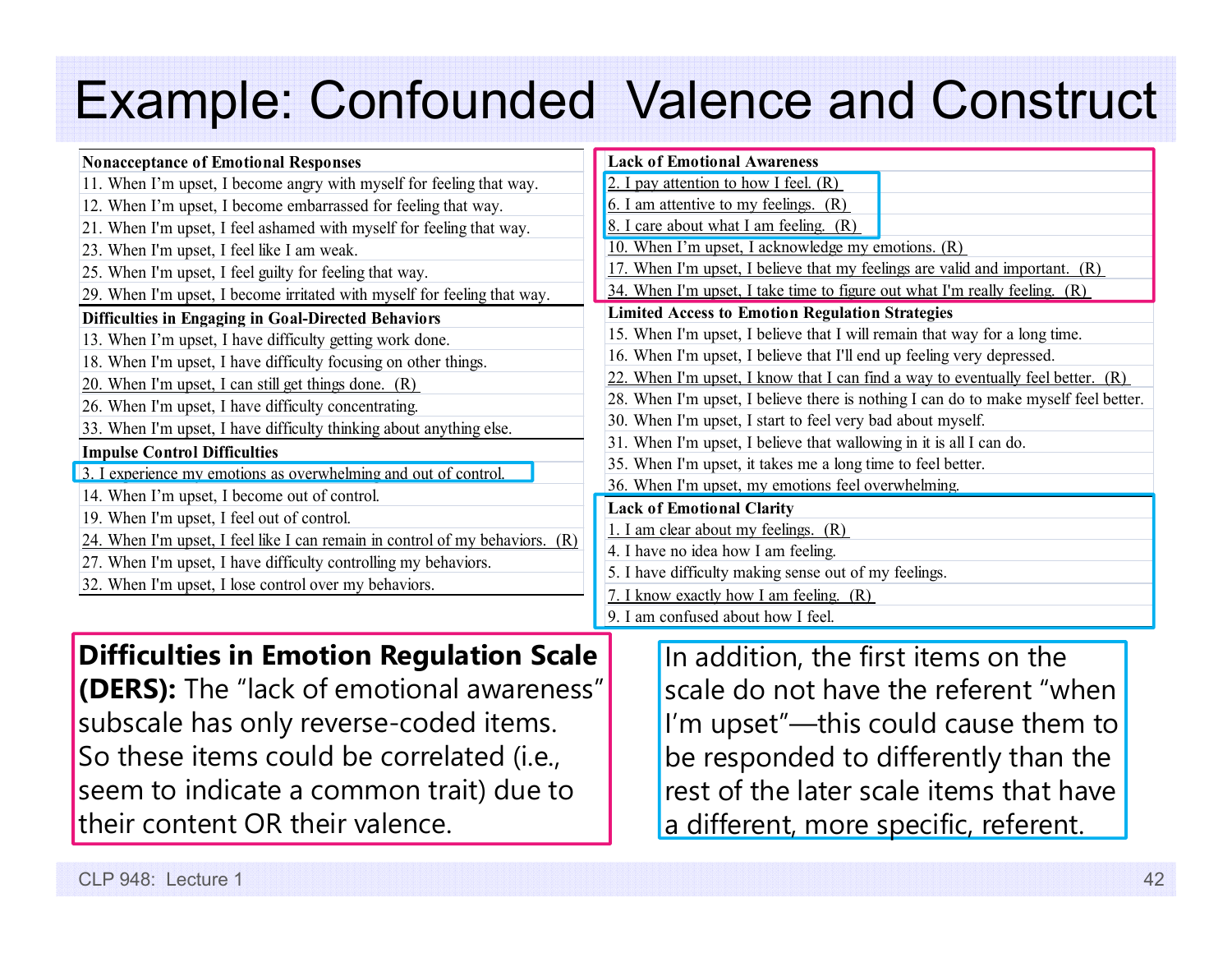# Example: Confounded Valence and Construct

| Nonacceptance of Emotional Responses |
|---|
| 11. When I'm upset, I become angry with myself for feeling that way. |
| 12. When I'm upset, I become embarrassed for feeling that way. |
| 21. When I'm upset, I feel ashamed with myself for feeling that way. |
| 23. When I'm upset, I feel like I am weak. |
| 25. When I'm upset, I feel guilty for feeling that way. |
| 29. When I'm upset, I become irritated with myself for feeling that way. |

| Difficulties in Engaging in Goal-Directed Behaviors |
|---|
| 13. When I'm upset, I have difficulty getting work done. |
| 18. When I'm upset, I have difficulty focusing on other things. |
| 20. When I'm upset, I can still get things done. (R) |
| 26. When I'm upset, I have difficulty concentrating. |
| 33. When I'm upset, I have difficulty thinking about anything else. |

| Impulse Control Difficulties |
|---|
| 3. I experience my emotions as overwhelming and out of control. |
| 14. When I'm upset, I become out of control. |
| 19. When I'm upset, I feel out of control. |
| 24. When I'm upset, I feel like I can remain in control of my behaviors. (R) |
| 27. When I'm upset, I have difficulty controlling my behaviors. |
| 32. When I'm upset, I lose control over my behaviors. |

| Lack of Emotional Awareness |
|---|
| 2. I pay attention to how I feel. (R) |
| 6. I am attentive to my feelings. (R) |
| 8. I care about what I am feeling. (R) |
| 10. When I'm upset, I acknowledge my emotions. (R) |
| 17. When I'm upset, I believe that my feelings are valid and important. (R) |
| 34. When I'm upset, I take time to figure out what I'm really feeling. (R) |

| Limited Access to Emotion Regulation Strategies |
|---|
| 15. When I'm upset, I believe that I will remain that way for a long time. |
| 16. When I'm upset, I believe that I'll end up feeling very depressed. |
| 22. When I'm upset, I know that I can find a way to eventually feel better. (R) |
| 28. When I'm upset, I believe there is nothing I can do to make myself feel better. |
| 30. When I'm upset, I start to feel very bad about myself. |
| 31. When I'm upset, I believe that wallowing in it is all I can do. |
| 35. When I'm upset, it takes me a long time to feel better. |
| 36. When I'm upset, my emotions feel overwhelming. |

| Lack of Emotional Clarity |
|---|
| 1. I am clear about my feelings. (R) |
| 4. I have no idea how I am feeling. |
| 5. I have difficulty making sense out of my feelings. |
| 7. I know exactly how I am feeling. (R) |
| 9. I am confused about how I feel. |

**Difficulties in Emotion Regulation Scale (DERS):** The "lack of emotional awareness" subscale has only reverse-coded items. So these items could be correlated (i.e., seem to indicate a common trait) due to their content OR their valence.

In addition, the first items on the scale do not have the referent "when I'm upset"—this could cause them to be responded to differently than the rest of the later scale items that have a different, more specific, referent.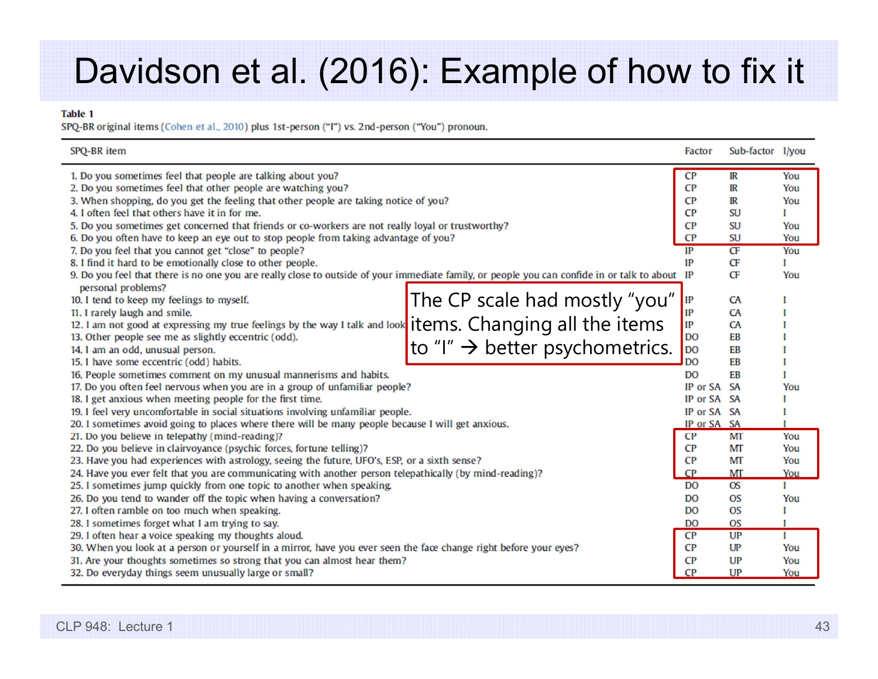# Davidson et al. (2016): Example of how to fix it

**Table 1**
SPQ-BR original items (Cohen et al., 2010) plus 1st-person ("I") vs. 2nd-person ("You") pronoun.

| SPQ-BR item | Factor | Sub-factor | I/you |
|---|---|---|---|
| 1. Do you sometimes feel that people are talking about you? | CP | IR | You |
| 2. Do you sometimes feel that other people are watching you? | CP | IR | You |
| 3. When shopping, do you get the feeling that other people are taking notice of you? | CP | IR | You |
| 4. I often feel that others have it in for me. | CP | SU | I |
| 5. Do you sometimes get concerned that friends or co-workers are not really loyal or trustworthy? | CP | SU | You |
| 6. Do you often have to keep an eye out to stop people from taking advantage of you? | CP | SU | You |
| 7. Do you feel that you cannot get "close" to people? | IP | CF | You |
| 8. I find it hard to be emotionally close to other people. | IP | CF | I |
| 9. Do you feel that there is no one you are really close to outside of your immediate family, or people you can confide in or talk to about personal problems? | IP | CF | You |
| 10. I tend to keep my feelings to myself. | IP | CA | I |
| 11. I rarely laugh and smile. | IP | CA | I |
| 12. I am not good at expressing my true feelings by the way I talk and look | IP | CA | I |
| 13. Other people see me as slightly eccentric (odd). | DO | EB | I |
| 14. I am an odd, unusual person. | DO | EB | I |
| 15. I have some eccentric (odd) habits. | DO | EB | I |
| 16. People sometimes comment on my unusual mannerisms and habits. | DO | EB | I |
| 17. Do you often feel nervous when you are in a group of unfamiliar people? | IP or SA | SA | You |
| 18. I get anxious when meeting people for the first time. | IP or SA | SA | I |
| 19. I feel very uncomfortable in social situations involving unfamiliar people. | IP or SA | SA | I |
| 20. I sometimes avoid going to places where there will be many people because I will get anxious. | IP or SA | SA | I |
| 21. Do you believe in telepathy (mind-reading)? | CP | MT | You |
| 22. Do you believe in clairvoyance (psychic forces, fortune telling)? | CP | MT | You |
| 23. Have you had experiences with astrology, seeing the future, UFO's, ESP, or a sixth sense? | CP | MT | You |
| 24. Have you ever felt that you are communicating with another person telepathically (by mind-reading)? | CP | MT | You |
| 25. I sometimes jump quickly from one topic to another when speaking. | DO | OS | I |
| 26. Do you tend to wander off the topic when having a conversation? | DO | OS | You |
| 27. I often ramble on too much when speaking. | DO | OS | I |
| 28. I sometimes forget what I am trying to say. | DO | OS | I |
| 29. I often hear a voice speaking my thoughts aloud. | CP | UP | I |
| 30. When you look at a person or yourself in a mirror, have you ever seen the face change right before your eyes? | CP | UP | You |
| 31. Are your thoughts sometimes so strong that you can almost hear them? | CP | UP | You |
| 32. Do everyday things seem unusually large or small? | CP | UP | You |

The CP scale had mostly "you" items. Changing all the items to "I" → better psychometrics.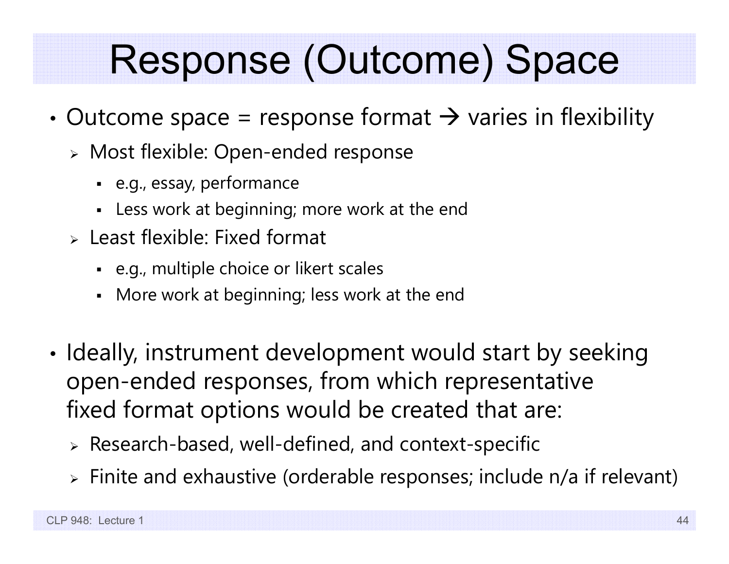# Response (Outcome) Space

- Outcome space = response format → varies in flexibility
  - Most flexible: Open-ended response
    - e.g., essay, performance
    - Less work at beginning; more work at the end
  - Least flexible: Fixed format
    - e.g., multiple choice or likert scales
    - More work at beginning; less work at the end

- Ideally, instrument development would start by seeking open-ended responses, from which representative fixed format options would be created that are:
  - Research-based, well-defined, and context-specific
  - Finite and exhaustive (orderable responses; include n/a if relevant)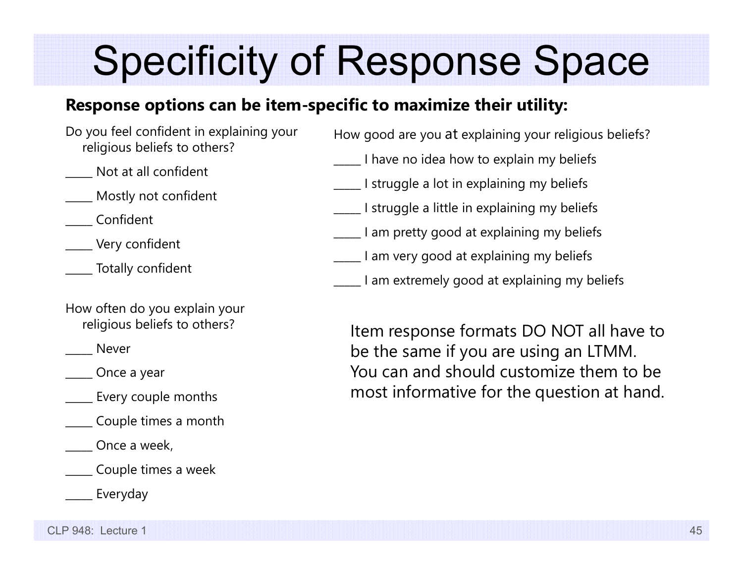# Specificity of Response Space

**Response options can be item-specific to maximize their utility:**

Do you feel confident in explaining your religious beliefs to others?

_____ Not at all confident

_____ Mostly not confident

_____ Confident

_____ Very confident

_____ Totally confident

How often do you explain your religious beliefs to others?

_____ Never

_____ Once a year

_____ Every couple months

_____ Couple times a month

_____ Once a week,

_____ Couple times a week

_____ Everyday

How good are you at explaining your religious beliefs?

_____ I have no idea how to explain my beliefs

_____ I struggle a lot in explaining my beliefs

_____ I struggle a little in explaining my beliefs

_____ I am pretty good at explaining my beliefs

_____ I am very good at explaining my beliefs

_____ I am extremely good at explaining my beliefs

Item response formats DO NOT all have to be the same if you are using an LTMM. You can and should customize them to be most informative for the question at hand.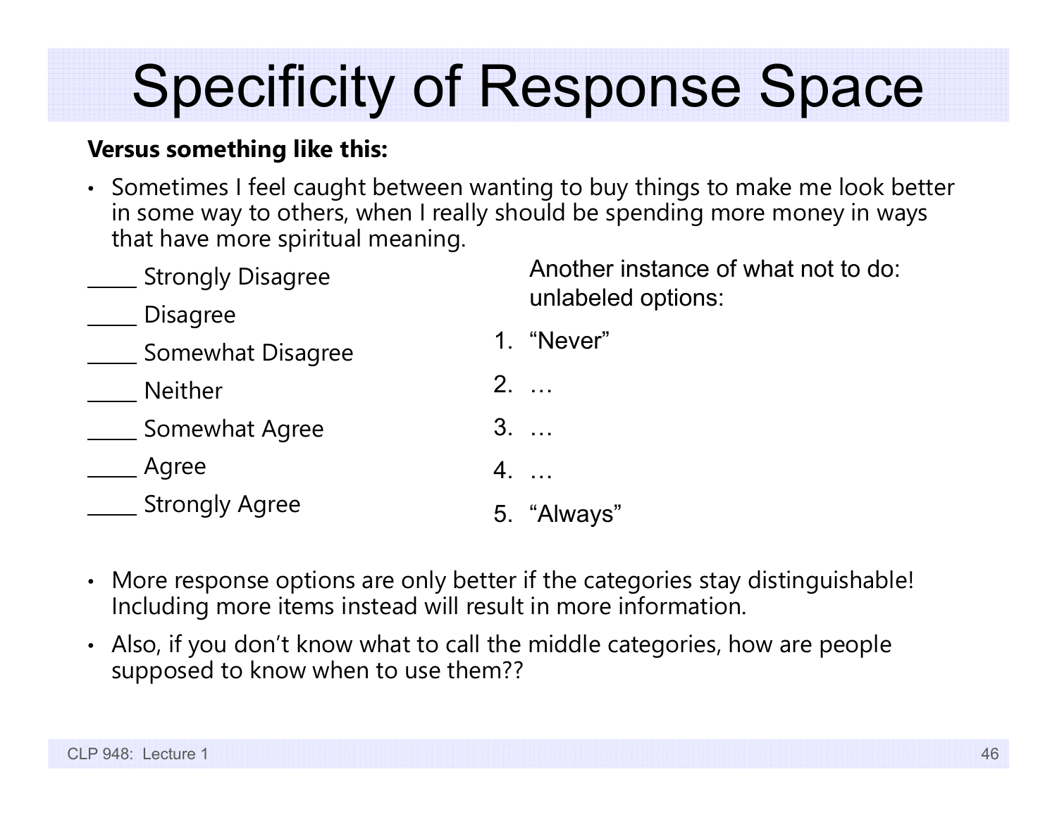# Specificity of Response Space

**Versus something like this:**

- Sometimes I feel caught between wanting to buy things to make me look better in some way to others, when I really should be spending more money in ways that have more spiritual meaning.

_____ Strongly Disagree

_____ Disagree

_____ Somewhat Disagree

_____ Neither

_____ Somewhat Agree

_____ Agree

_____ Strongly Agree

Another instance of what not to do: unlabeled options:

1. "Never"
2. …
3. …
4. …
5. "Always"

- More response options are only better if the categories stay distinguishable! Including more items instead will result in more information.
- Also, if you don't know what to call the middle categories, how are people supposed to know when to use them??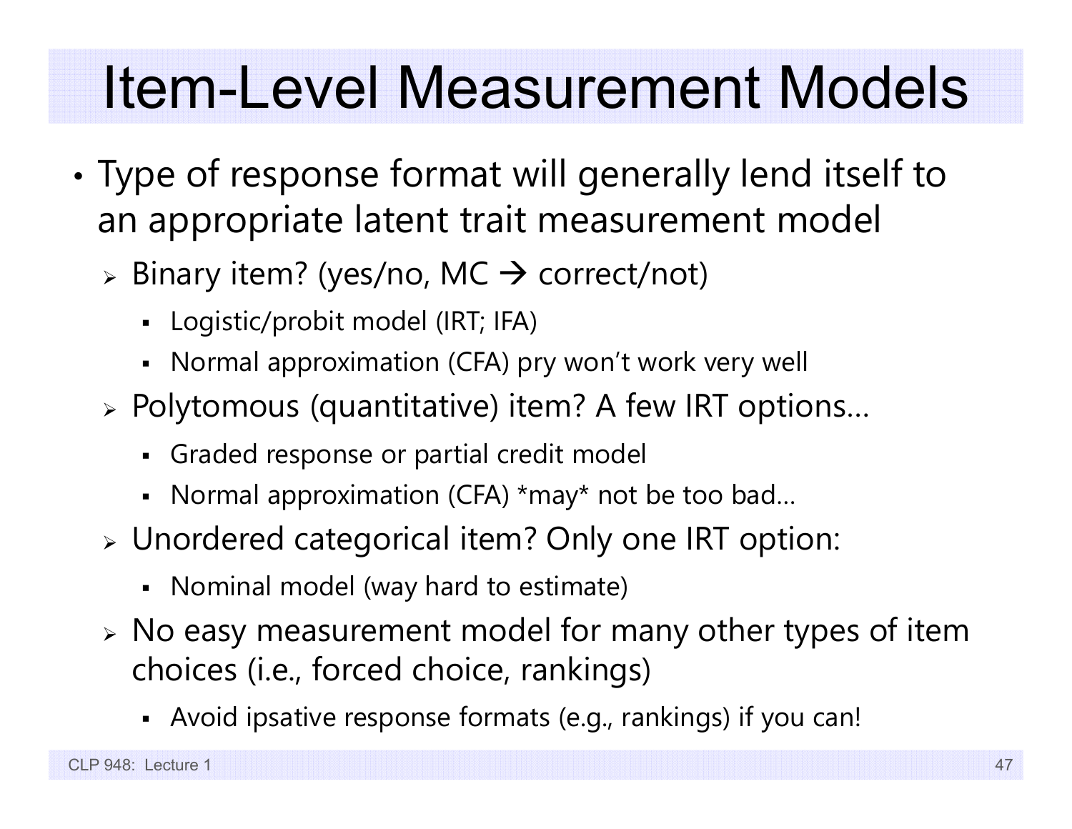# Item-Level Measurement Models

- Type of response format will generally lend itself to an appropriate latent trait measurement model
  - Binary item? (yes/no, MC → correct/not)
    - Logistic/probit model (IRT; IFA)
    - Normal approximation (CFA) pry won't work very well
  - Polytomous (quantitative) item? A few IRT options…
    - Graded response or partial credit model
    - Normal approximation (CFA) *may* not be too bad…
  - Unordered categorical item? Only one IRT option:
    - Nominal model (way hard to estimate)
  - No easy measurement model for many other types of item choices (i.e., forced choice, rankings)
    - Avoid ipsative response formats (e.g., rankings) if you can!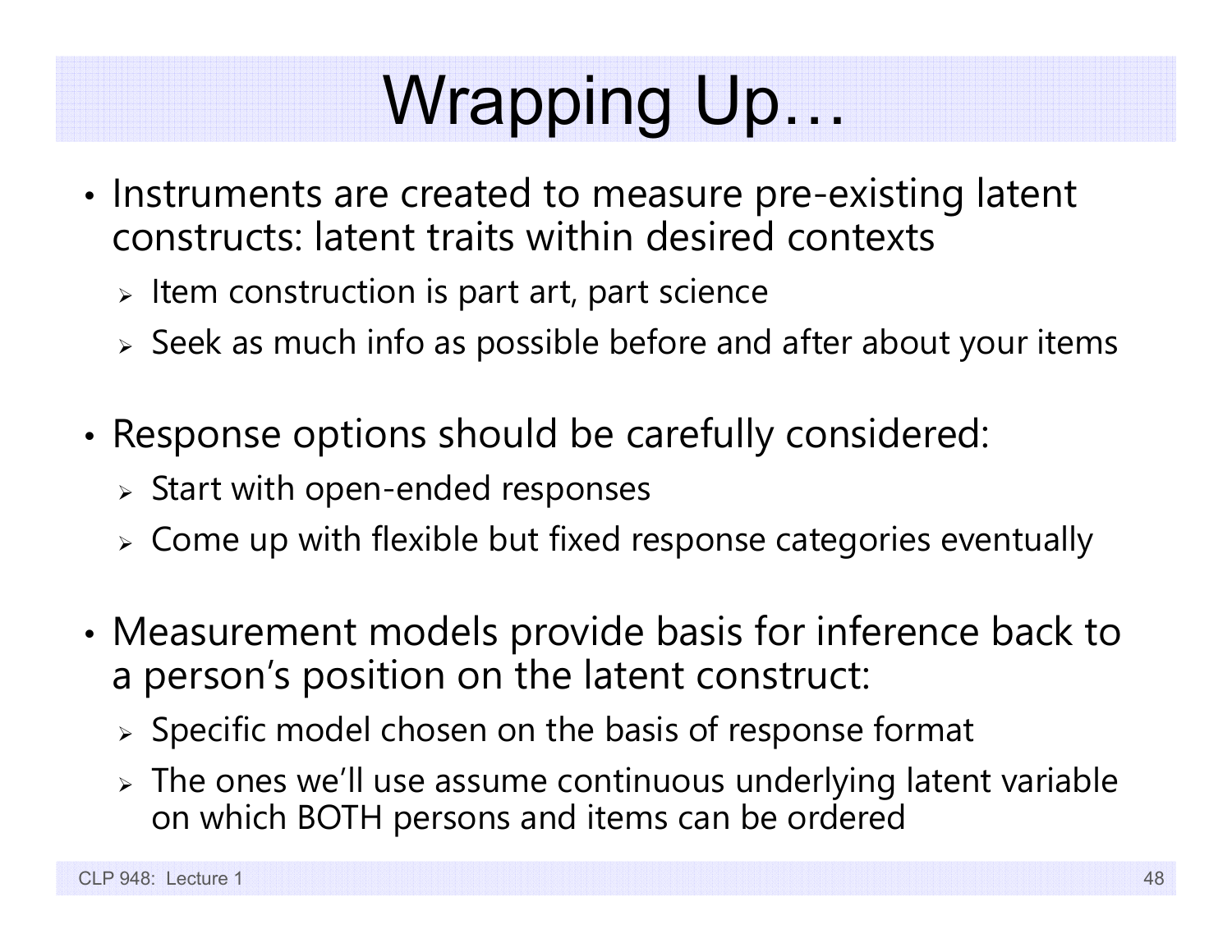# Wrapping Up…

- Instruments are created to measure pre-existing latent constructs: latent traits within desired contexts
  - Item construction is part art, part science
  - Seek as much info as possible before and after about your items
- Response options should be carefully considered:
  - Start with open-ended responses
  - Come up with flexible but fixed response categories eventually
- Measurement models provide basis for inference back to a person's position on the latent construct:
  - Specific model chosen on the basis of response format
  - The ones we'll use assume continuous underlying latent variable on which BOTH persons and items can be ordered